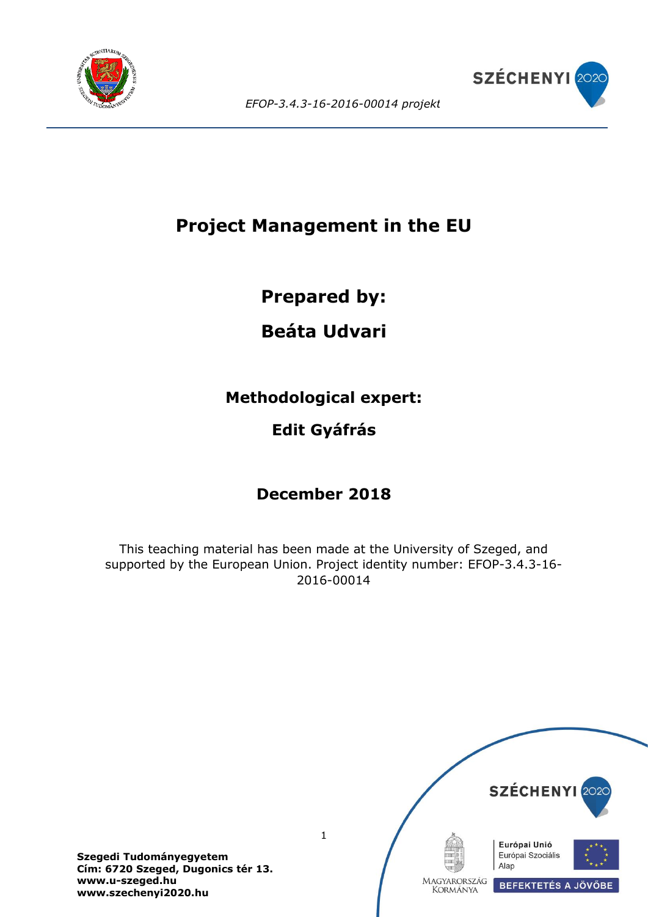*EFOP-3.4.3-16-2016-00014 projekt*

# Project Management in the EU

## Prepared by:

## Beáta Udvari

### Methodological expert:

### Edit Gyáfrás

### December 2018

This teaching material has been made at the University of Szeged, and supported by the European Union. Project identity number: EFOP-3.4.3-16-2016-00014

**Szegedi Tudományegyetem**
**Cím: 6720 Szeged, Dugonics tér 13.**
**www.u-szeged.hu**
**www.szechenyi2020.hu**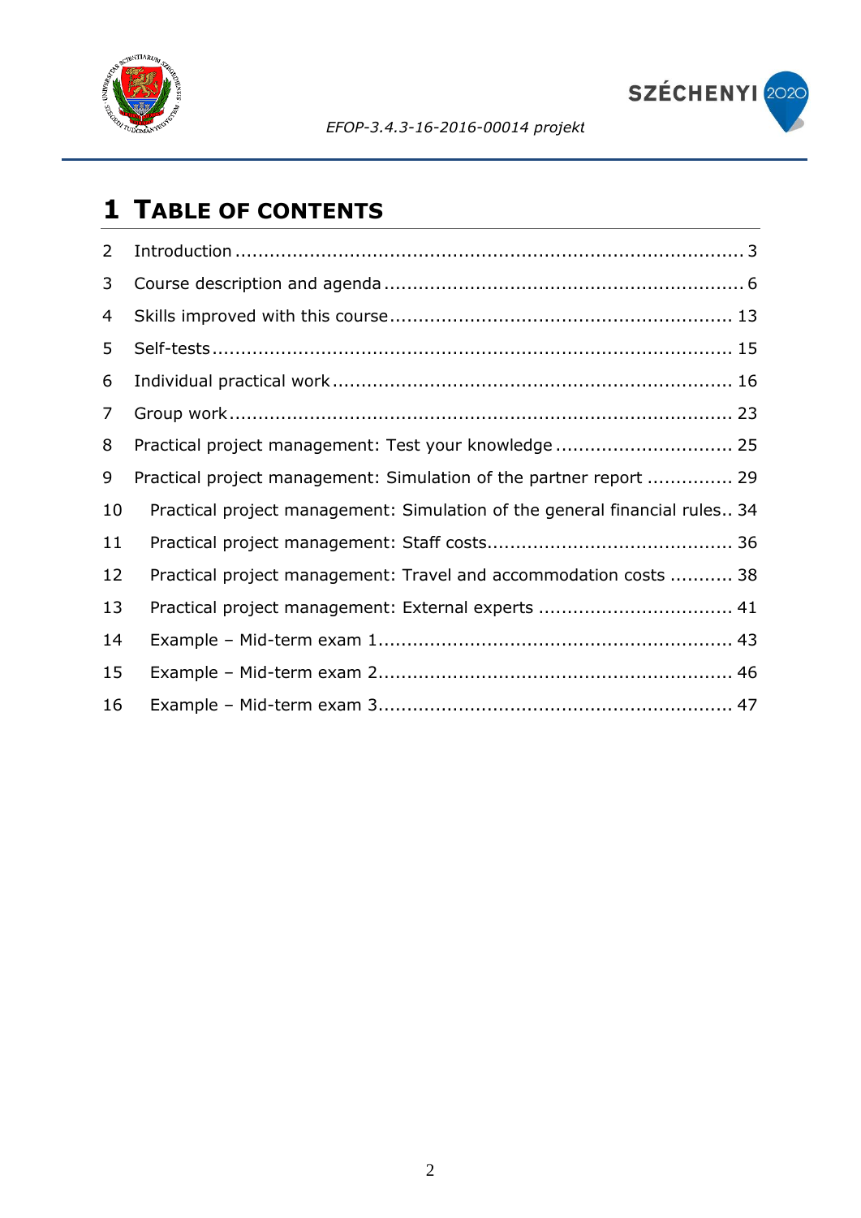# 1 TABLE OF CONTENTS

2 Introduction ........................................................................................ 3

3 Course description and agenda ............................................................... 6

4 Skills improved with this course ............................................................ 13

5 Self-tests .......................................................................................... 15

6 Individual practical work ..................................................................... 16

7 Group work ....................................................................................... 23

8 Practical project management: Test your knowledge ............................... 25

9 Practical project management: Simulation of the partner report ............... 29

10 Practical project management: Simulation of the general financial rules.. 34

11 Practical project management: Staff costs........................................... 36

12 Practical project management: Travel and accommodation costs ........... 38

13 Practical project management: External experts ................................. 41

14 Example – Mid-term exam 1.............................................................. 43

15 Example – Mid-term exam 2.............................................................. 46

16 Example – Mid-term exam 3.............................................................. 47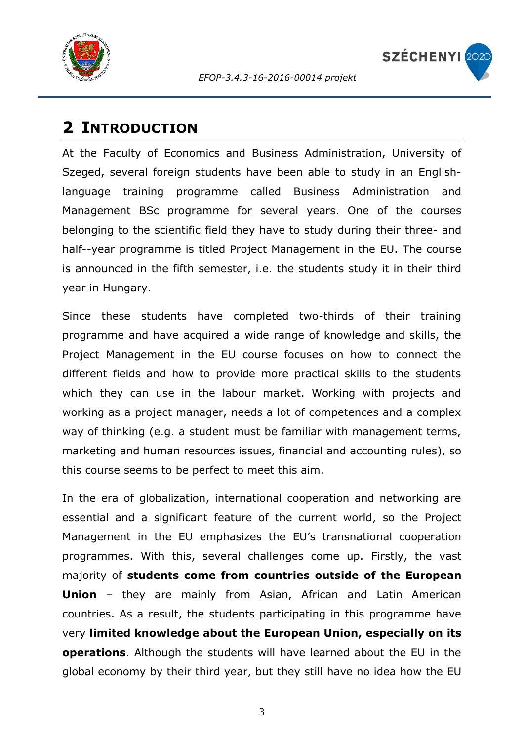# 2 Introduction

At the Faculty of Economics and Business Administration, University of Szeged, several foreign students have been able to study in an English-language training programme called Business Administration and Management BSc programme for several years. One of the courses belonging to the scientific field they have to study during their three- and half--year programme is titled Project Management in the EU. The course is announced in the fifth semester, i.e. the students study it in their third year in Hungary.

Since these students have completed two-thirds of their training programme and have acquired a wide range of knowledge and skills, the Project Management in the EU course focuses on how to connect the different fields and how to provide more practical skills to the students which they can use in the labour market. Working with projects and working as a project manager, needs a lot of competences and a complex way of thinking (e.g. a student must be familiar with management terms, marketing and human resources issues, financial and accounting rules), so this course seems to be perfect to meet this aim.

In the era of globalization, international cooperation and networking are essential and a significant feature of the current world, so the Project Management in the EU emphasizes the EU's transnational cooperation programmes. With this, several challenges come up. Firstly, the vast majority of **students come from countries outside of the European Union** – they are mainly from Asian, African and Latin American countries. As a result, the students participating in this programme have very **limited knowledge about the European Union, especially on its operations**. Although the students will have learned about the EU in the global economy by their third year, but they still have no idea how the EU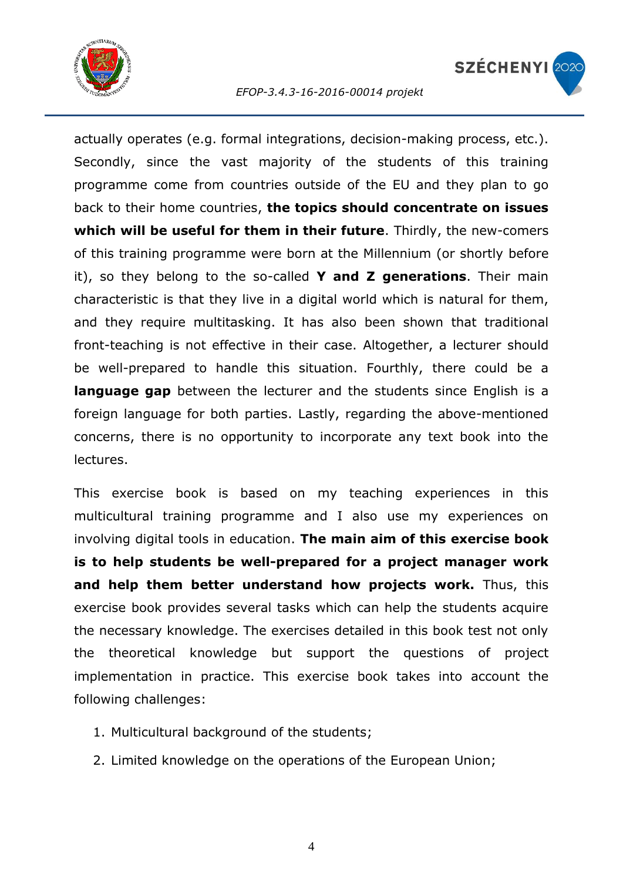actually operates (e.g. formal integrations, decision-making process, etc.). Secondly, since the vast majority of the students of this training programme come from countries outside of the EU and they plan to go back to their home countries, **the topics should concentrate on issues which will be useful for them in their future**. Thirdly, the new-comers of this training programme were born at the Millennium (or shortly before it), so they belong to the so-called **Y and Z generations**. Their main characteristic is that they live in a digital world which is natural for them, and they require multitasking. It has also been shown that traditional front-teaching is not effective in their case. Altogether, a lecturer should be well-prepared to handle this situation. Fourthly, there could be a **language gap** between the lecturer and the students since English is a foreign language for both parties. Lastly, regarding the above-mentioned concerns, there is no opportunity to incorporate any text book into the lectures.

This exercise book is based on my teaching experiences in this multicultural training programme and I also use my experiences on involving digital tools in education. **The main aim of this exercise book is to help students be well-prepared for a project manager work and help them better understand how projects work.** Thus, this exercise book provides several tasks which can help the students acquire the necessary knowledge. The exercises detailed in this book test not only the theoretical knowledge but support the questions of project implementation in practice. This exercise book takes into account the following challenges:

1. Multicultural background of the students;
2. Limited knowledge on the operations of the European Union;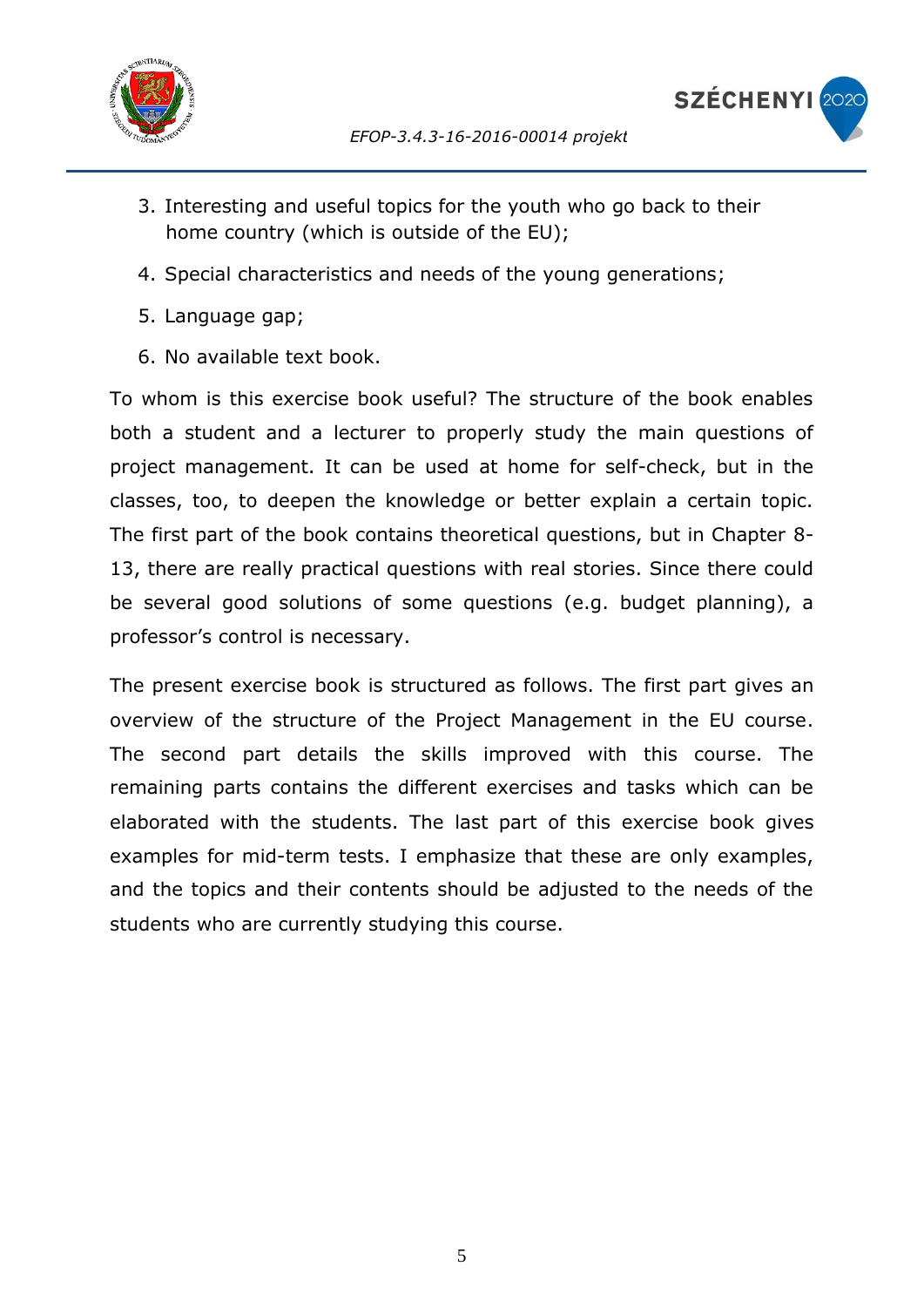3. Interesting and useful topics for the youth who go back to their home country (which is outside of the EU);
4. Special characteristics and needs of the young generations;
5. Language gap;
6. No available text book.

To whom is this exercise book useful? The structure of the book enables both a student and a lecturer to properly study the main questions of project management. It can be used at home for self-check, but in the classes, too, to deepen the knowledge or better explain a certain topic. The first part of the book contains theoretical questions, but in Chapter 8-13, there are really practical questions with real stories. Since there could be several good solutions of some questions (e.g. budget planning), a professor's control is necessary.

The present exercise book is structured as follows. The first part gives an overview of the structure of the Project Management in the EU course. The second part details the skills improved with this course. The remaining parts contains the different exercises and tasks which can be elaborated with the students. The last part of this exercise book gives examples for mid-term tests. I emphasize that these are only examples, and the topics and their contents should be adjusted to the needs of the students who are currently studying this course.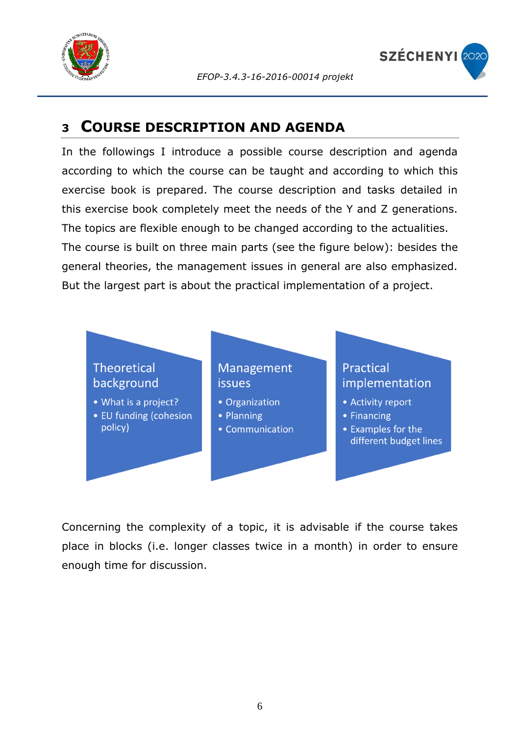# 3 Course description and agenda

In the followings I introduce a possible course description and agenda according to which the course can be taught and according to which this exercise book is prepared. The course description and tasks detailed in this exercise book completely meet the needs of the Y and Z generations. The topics are flexible enough to be changed according to the actualities.

The course is built on three main parts (see the figure below): besides the general theories, the management issues in general are also emphasized. But the largest part is about the practical implementation of a project.

**Theoretical background**
- What is a project?
- EU funding (cohesion policy)

**Management issues**
- Organization
- Planning
- Communication

**Practical implementation**
- Activity report
- Financing
- Examples for the different budget lines

Concerning the complexity of a topic, it is advisable if the course takes place in blocks (i.e. longer classes twice in a month) in order to ensure enough time for discussion.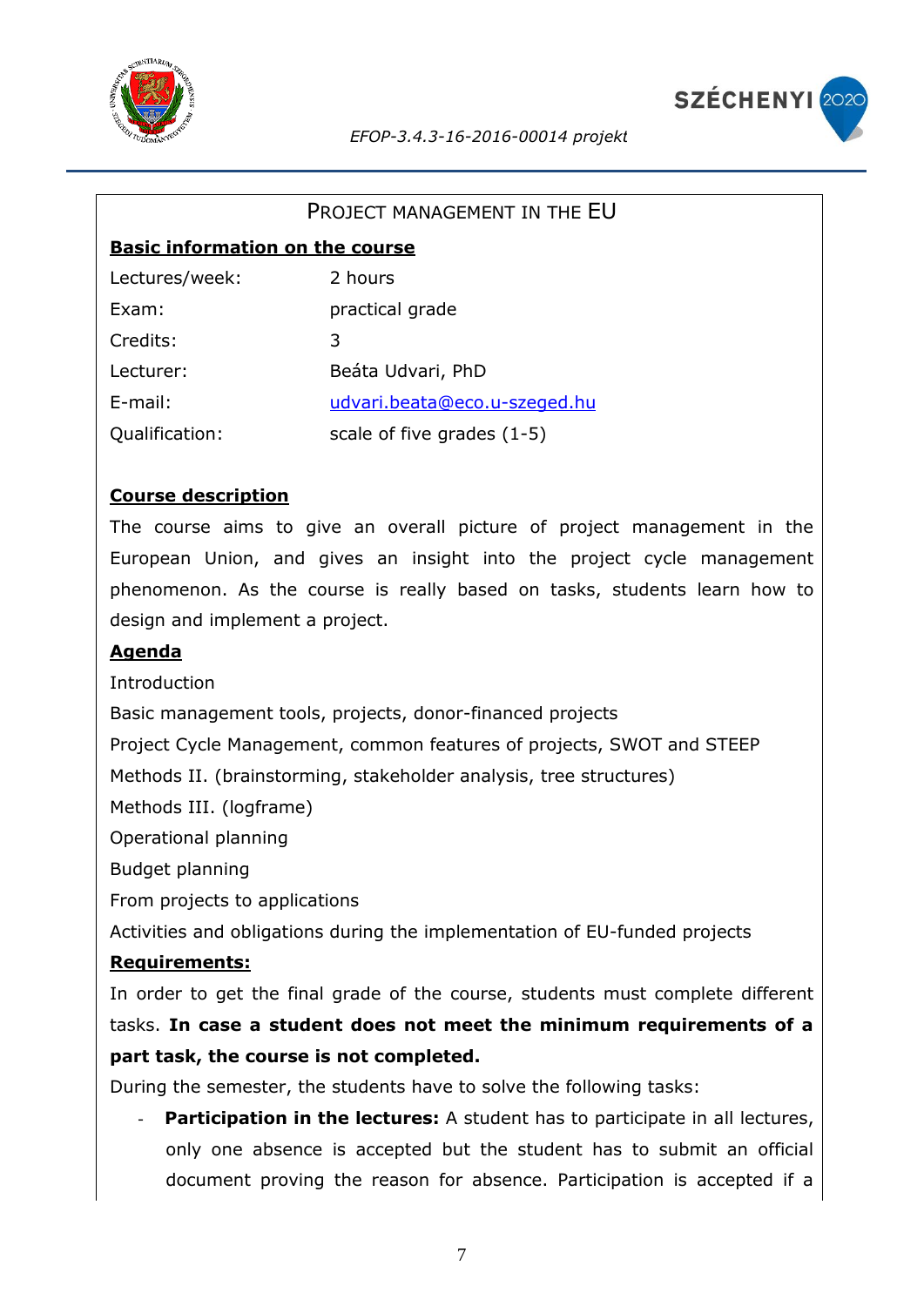## Project Management in the EU

**Basic information on the course**

| | |
|---|---|
| Lectures/week: | 2 hours |
| Exam: | practical grade |
| Credits: | 3 |
| Lecturer: | Beáta Udvari, PhD |
| E-mail: | udvari.beata@eco.u-szeged.hu |
| Qualification: | scale of five grades (1-5) |

**Course description**

The course aims to give an overall picture of project management in the European Union, and gives an insight into the project cycle management phenomenon. As the course is really based on tasks, students learn how to design and implement a project.

**Agenda**

Introduction

Basic management tools, projects, donor-financed projects

Project Cycle Management, common features of projects, SWOT and STEEP

Methods II. (brainstorming, stakeholder analysis, tree structures)

Methods III. (logframe)

Operational planning

Budget planning

From projects to applications

Activities and obligations during the implementation of EU-funded projects

**Requirements:**

In order to get the final grade of the course, students must complete different tasks. **In case a student does not meet the minimum requirements of a part task, the course is not completed.**

During the semester, the students have to solve the following tasks:

- **Participation in the lectures:** A student has to participate in all lectures, only one absence is accepted but the student has to submit an official document proving the reason for absence. Participation is accepted if a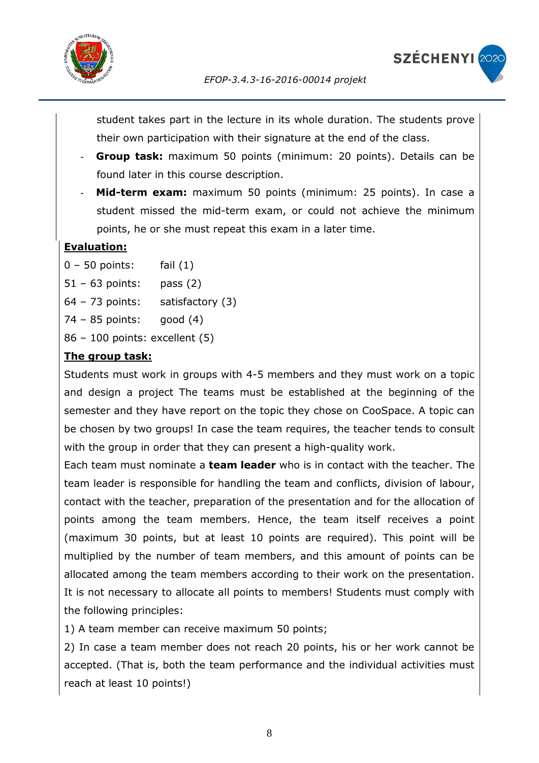student takes part in the lecture in its whole duration. The students prove their own participation with their signature at the end of the class.

- **Group task:** maximum 50 points (minimum: 20 points). Details can be found later in this course description.
- **Mid-term exam:** maximum 50 points (minimum: 25 points). In case a student missed the mid-term exam, or could not achieve the minimum points, he or she must repeat this exam in a later time.

**Evaluation:**

0 – 50 points: fail (1)

51 – 63 points: pass (2)

64 – 73 points: satisfactory (3)

74 – 85 points: good (4)

86 – 100 points: excellent (5)

**The group task:**

Students must work in groups with 4-5 members and they must work on a topic and design a project The teams must be established at the beginning of the semester and they have report on the topic they chose on CooSpace. A topic can be chosen by two groups! In case the team requires, the teacher tends to consult with the group in order that they can present a high-quality work.

Each team must nominate a **team leader** who is in contact with the teacher. The team leader is responsible for handling the team and conflicts, division of labour, contact with the teacher, preparation of the presentation and for the allocation of points among the team members. Hence, the team itself receives a point (maximum 30 points, but at least 10 points are required). This point will be multiplied by the number of team members, and this amount of points can be allocated among the team members according to their work on the presentation. It is not necessary to allocate all points to members! Students must comply with the following principles:

1) A team member can receive maximum 50 points;

2) In case a team member does not reach 20 points, his or her work cannot be accepted. (That is, both the team performance and the individual activities must reach at least 10 points!)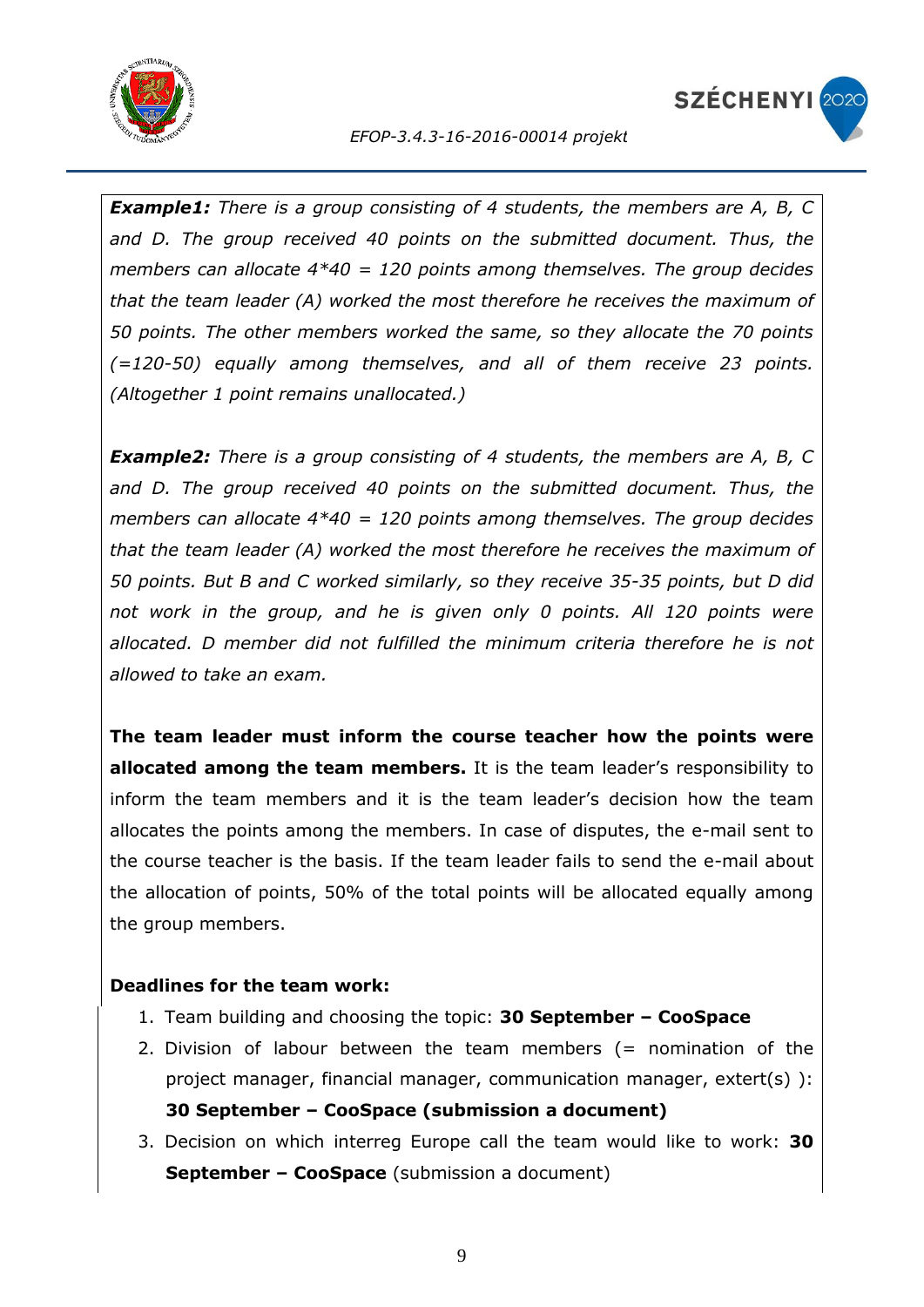***Example1:*** *There is a group consisting of 4 students, the members are A, B, C and D. The group received 40 points on the submitted document. Thus, the members can allocate 4*40 = 120 points among themselves. The group decides that the team leader (A) worked the most therefore he receives the maximum of 50 points. The other members worked the same, so they allocate the 70 points (=120-50) equally among themselves, and all of them receive 23 points. (Altogether 1 point remains unallocated.)*

***Example2:*** *There is a group consisting of 4 students, the members are A, B, C and D. The group received 40 points on the submitted document. Thus, the members can allocate 4*40 = 120 points among themselves. The group decides that the team leader (A) worked the most therefore he receives the maximum of 50 points. But B and C worked similarly, so they receive 35-35 points, but D did not work in the group, and he is given only 0 points. All 120 points were allocated. D member did not fulfilled the minimum criteria therefore he is not allowed to take an exam.*

**The team leader must inform the course teacher how the points were allocated among the team members.** It is the team leader's responsibility to inform the team members and it is the team leader's decision how the team allocates the points among the members. In case of disputes, the e-mail sent to the course teacher is the basis. If the team leader fails to send the e-mail about the allocation of points, 50% of the total points will be allocated equally among the group members.

**Deadlines for the team work:**

1. Team building and choosing the topic: **30 September – CooSpace**
2. Division of labour between the team members (= nomination of the project manager, financial manager, communication manager, extert(s) ): **30 September – CooSpace (submission a document)**
3. Decision on which interreg Europe call the team would like to work: **30 September – CooSpace** (submission a document)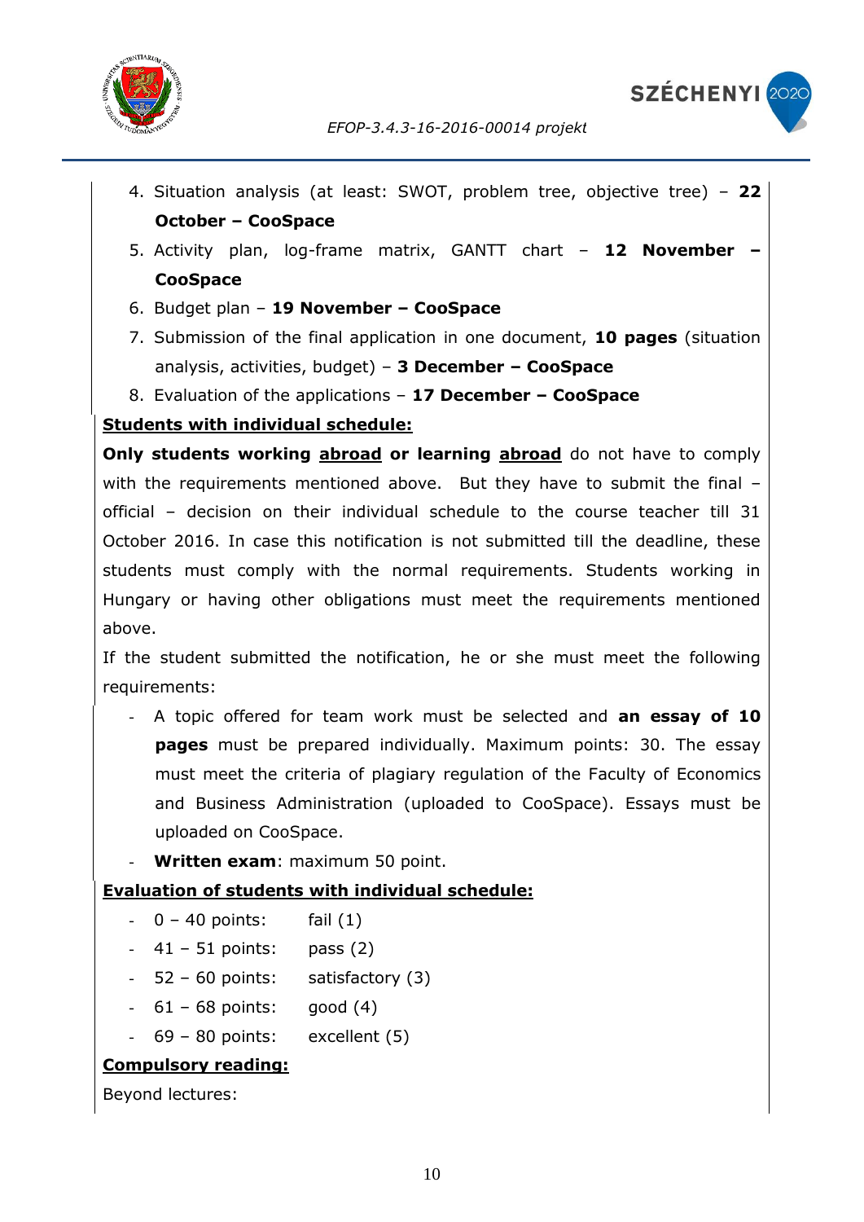4. Situation analysis (at least: SWOT, problem tree, objective tree) – **22 October – CooSpace**
5. Activity plan, log-frame matrix, GANTT chart – **12 November – CooSpace**
6. Budget plan – **19 November – CooSpace**
7. Submission of the final application in one document, **10 pages** (situation analysis, activities, budget) – **3 December – CooSpace**
8. Evaluation of the applications – **17 December – CooSpace**

**Students with individual schedule:**

**Only students working abroad or learning abroad** do not have to comply with the requirements mentioned above. But they have to submit the final – official – decision on their individual schedule to the course teacher till 31 October 2016. In case this notification is not submitted till the deadline, these students must comply with the normal requirements. Students working in Hungary or having other obligations must meet the requirements mentioned above.

If the student submitted the notification, he or she must meet the following requirements:

- A topic offered for team work must be selected and **an essay of 10 pages** must be prepared individually. Maximum points: 30. The essay must meet the criteria of plagiary regulation of the Faculty of Economics and Business Administration (uploaded to CooSpace). Essays must be uploaded on CooSpace.
- **Written exam**: maximum 50 point.

**Evaluation of students with individual schedule:**

- 0 – 40 points: fail (1)
- 41 – 51 points: pass (2)
- 52 – 60 points: satisfactory (3)
- 61 – 68 points: good (4)
- 69 – 80 points: excellent (5)

**Compulsory reading:**

Beyond lectures: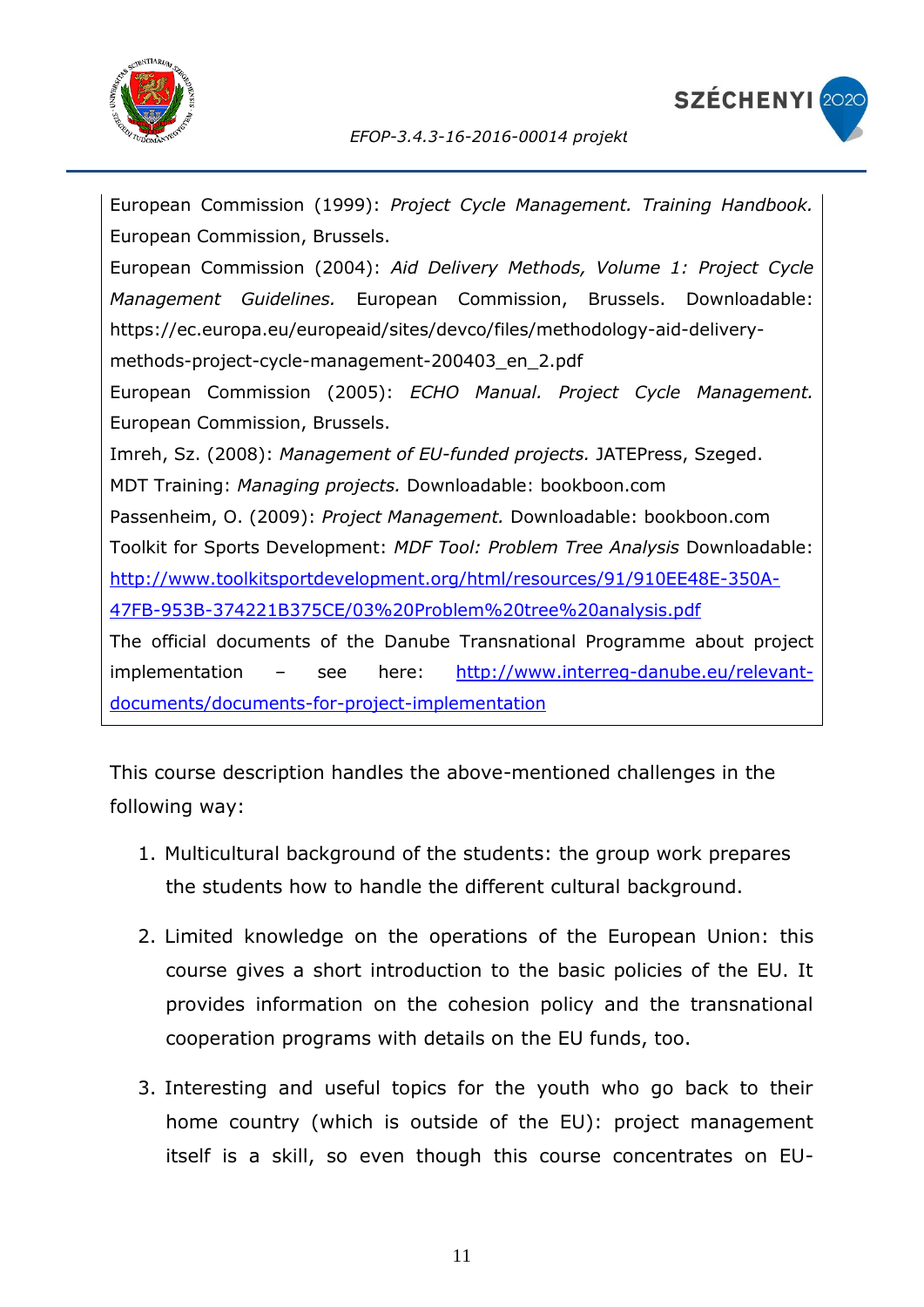European Commission (1999): *Project Cycle Management. Training Handbook.* European Commission, Brussels.

European Commission (2004): *Aid Delivery Methods, Volume 1: Project Cycle Management Guidelines.* European Commission, Brussels. Downloadable: https://ec.europa.eu/europeaid/sites/devco/files/methodology-aid-delivery-methods-project-cycle-management-200403_en_2.pdf

European Commission (2005): *ECHO Manual. Project Cycle Management.* European Commission, Brussels.

Imreh, Sz. (2008): *Management of EU-funded projects.* JATEPress, Szeged.

MDT Training: *Managing projects.* Downloadable: bookboon.com

Passenheim, O. (2009): *Project Management.* Downloadable: bookboon.com

Toolkit for Sports Development: *MDF Tool: Problem Tree Analysis* Downloadable: http://www.toolkitsportdevelopment.org/html/resources/91/910EE48E-350A-47FB-953B-374221B375CE/03%20Problem%20tree%20analysis.pdf

The official documents of the Danube Transnational Programme about project implementation – see here: http://www.interreg-danube.eu/relevant-documents/documents-for-project-implementation

This course description handles the above-mentioned challenges in the following way:

1. Multicultural background of the students: the group work prepares the students how to handle the different cultural background.
2. Limited knowledge on the operations of the European Union: this course gives a short introduction to the basic policies of the EU. It provides information on the cohesion policy and the transnational cooperation programs with details on the EU funds, too.
3. Interesting and useful topics for the youth who go back to their home country (which is outside of the EU): project management itself is a skill, so even though this course concentrates on EU-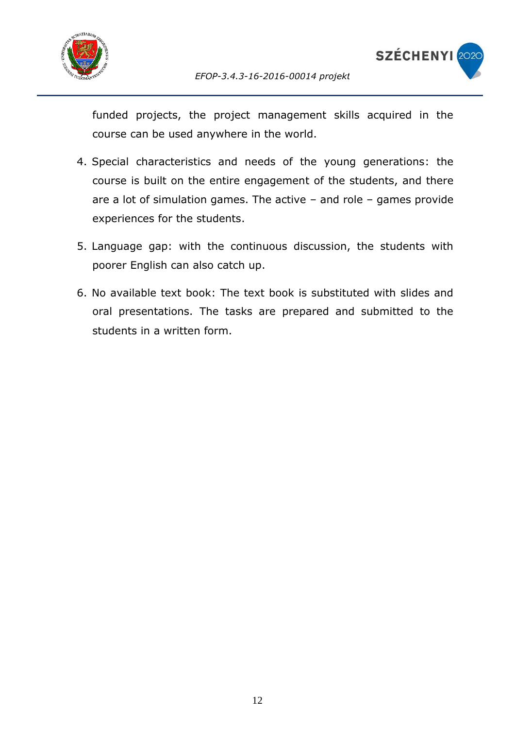funded projects, the project management skills acquired in the course can be used anywhere in the world.

4. Special characteristics and needs of the young generations: the course is built on the entire engagement of the students, and there are a lot of simulation games. The active – and role – games provide experiences for the students.

5. Language gap: with the continuous discussion, the students with poorer English can also catch up.

6. No available text book: The text book is substituted with slides and oral presentations. The tasks are prepared and submitted to the students in a written form.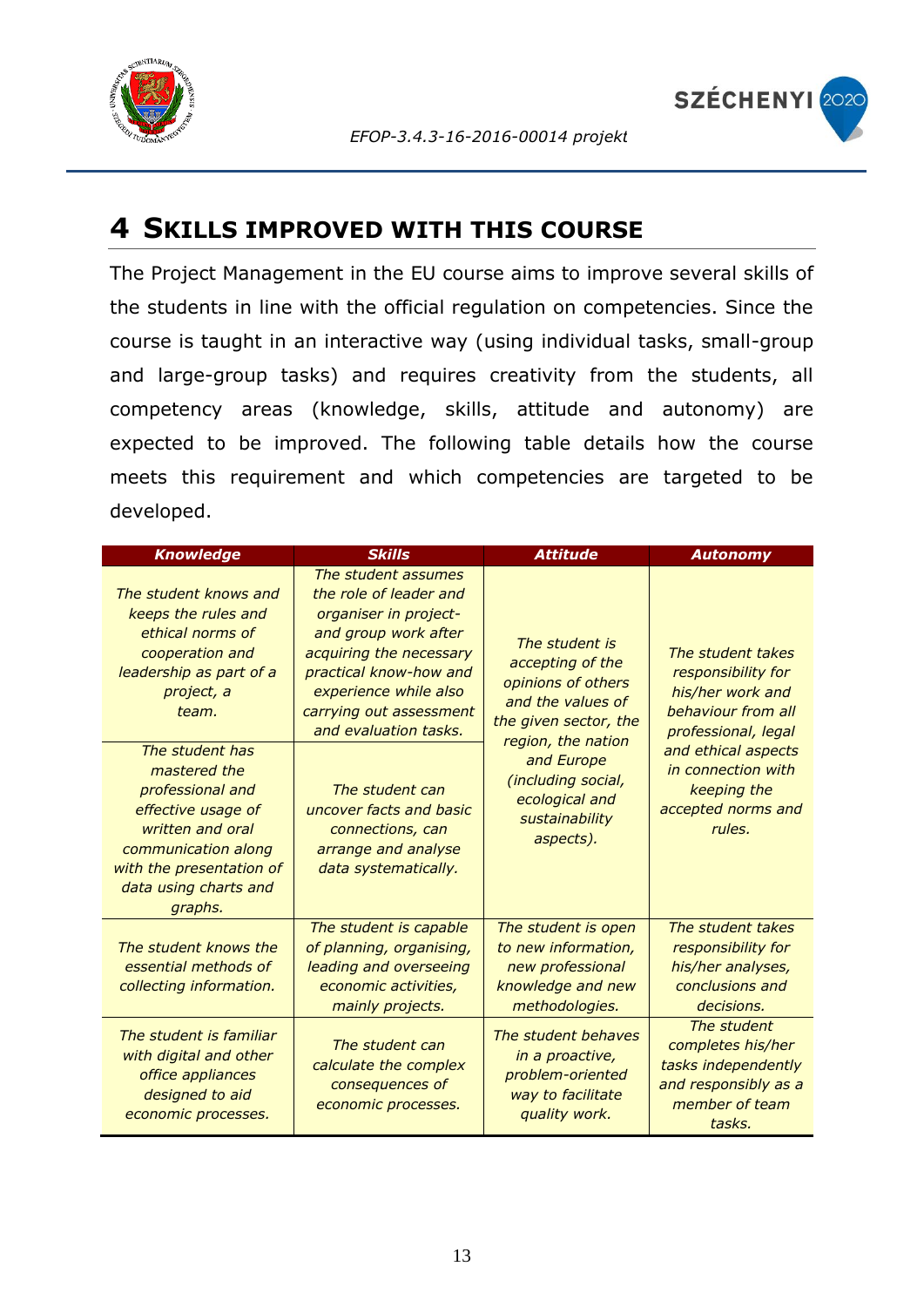# 4 SKILLS IMPROVED WITH THIS COURSE

The Project Management in the EU course aims to improve several skills of the students in line with the official regulation on competencies. Since the course is taught in an interactive way (using individual tasks, small-group and large-group tasks) and requires creativity from the students, all competency areas (knowledge, skills, attitude and autonomy) are expected to be improved. The following table details how the course meets this requirement and which competencies are targeted to be developed.

| ***Knowledge*** | ***Skills*** | ***Attitude*** | ***Autonomy*** |
|---|---|---|---|
| *The student knows and keeps the rules and ethical norms of cooperation and leadership as part of a project, a team.* | *The student assumes the role of leader and organiser in project- and group work after acquiring the necessary practical know-how and experience while also carrying out assessment and evaluation tasks.* | *The student is accepting of the opinions of others and the values of the given sector, the region, the nation and Europe (including social, ecological and sustainability aspects).* | *The student takes responsibility for his/her work and behaviour from all professional, legal and ethical aspects in connection with keeping the accepted norms and rules.* |
| *The student has mastered the professional and effective usage of written and oral communication along with the presentation of data using charts and graphs.* | *The student can uncover facts and basic connections, can arrange and analyse data systematically.* | | |
| *The student knows the essential methods of collecting information.* | *The student is capable of planning, organising, leading and overseeing economic activities, mainly projects.* | *The student is open to new information, new professional knowledge and new methodologies.* | *The student takes responsibility for his/her analyses, conclusions and decisions.* |
| *The student is familiar with digital and other office appliances designed to aid economic processes.* | *The student can calculate the complex consequences of economic processes.* | *The student behaves in a proactive, problem-oriented way to facilitate quality work.* | *The student completes his/her tasks independently and responsibly as a member of team tasks.* |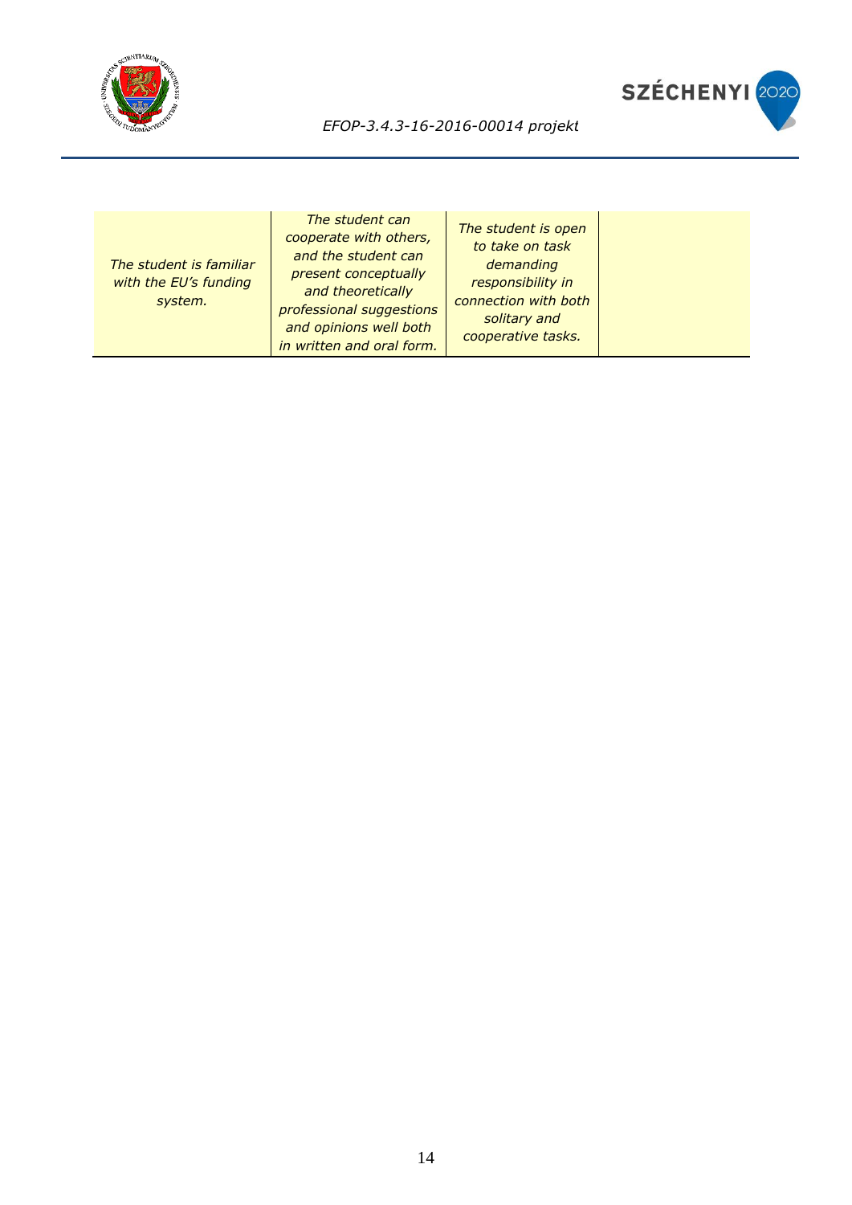| | | | |
|---|---|---|---|
| *The student is familiar with the EU's funding system.* | *The student can cooperate with others, and the student can present conceptually and theoretically professional suggestions and opinions well both in written and oral form.* | *The student is open to take on task demanding responsibility in connection with both solitary and cooperative tasks.* | |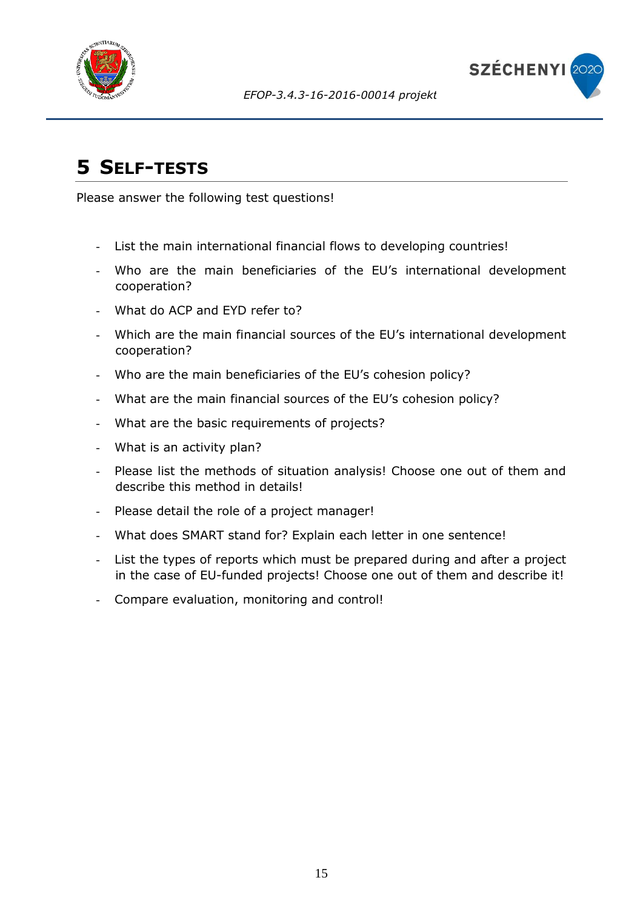# 5 Self-tests

Please answer the following test questions!

- List the main international financial flows to developing countries!
- Who are the main beneficiaries of the EU's international development cooperation?
- What do ACP and EYD refer to?
- Which are the main financial sources of the EU's international development cooperation?
- Who are the main beneficiaries of the EU's cohesion policy?
- What are the main financial sources of the EU's cohesion policy?
- What are the basic requirements of projects?
- What is an activity plan?
- Please list the methods of situation analysis! Choose one out of them and describe this method in details!
- Please detail the role of a project manager!
- What does SMART stand for? Explain each letter in one sentence!
- List the types of reports which must be prepared during and after a project in the case of EU-funded projects! Choose one out of them and describe it!
- Compare evaluation, monitoring and control!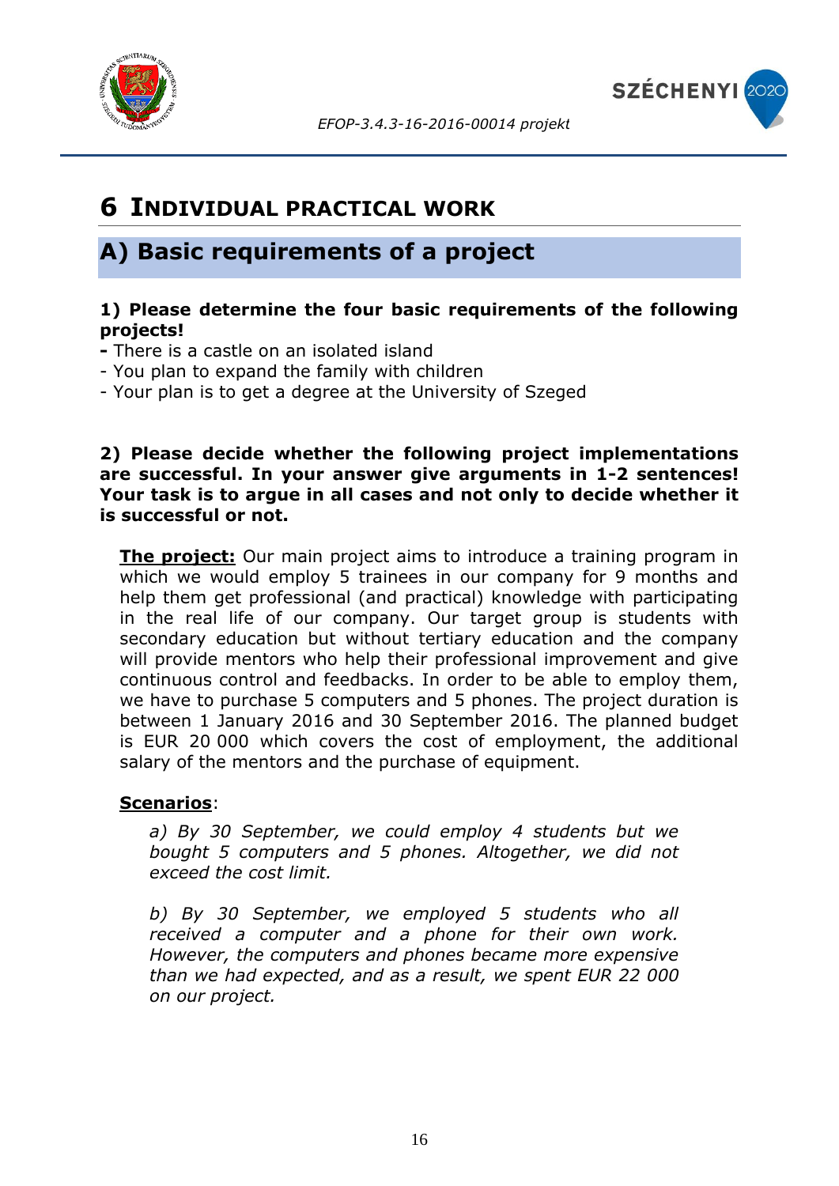# 6 Individual practical work

## A) Basic requirements of a project

**1) Please determine the four basic requirements of the following projects!**

- There is a castle on an isolated island
- You plan to expand the family with children
- Your plan is to get a degree at the University of Szeged

**2) Please decide whether the following project implementations are successful. In your answer give arguments in 1-2 sentences! Your task is to argue in all cases and not only to decide whether it is successful or not.**

**The project:** Our main project aims to introduce a training program in which we would employ 5 trainees in our company for 9 months and help them get professional (and practical) knowledge with participating in the real life of our company. Our target group is students with secondary education but without tertiary education and the company will provide mentors who help their professional improvement and give continuous control and feedbacks. In order to be able to employ them, we have to purchase 5 computers and 5 phones. The project duration is between 1 January 2016 and 30 September 2016. The planned budget is EUR 20 000 which covers the cost of employment, the additional salary of the mentors and the purchase of equipment.

**Scenarios**:

*a) By 30 September, we could employ 4 students but we bought 5 computers and 5 phones. Altogether, we did not exceed the cost limit.*

*b) By 30 September, we employed 5 students who all received a computer and a phone for their own work. However, the computers and phones became more expensive than we had expected, and as a result, we spent EUR 22 000 on our project.*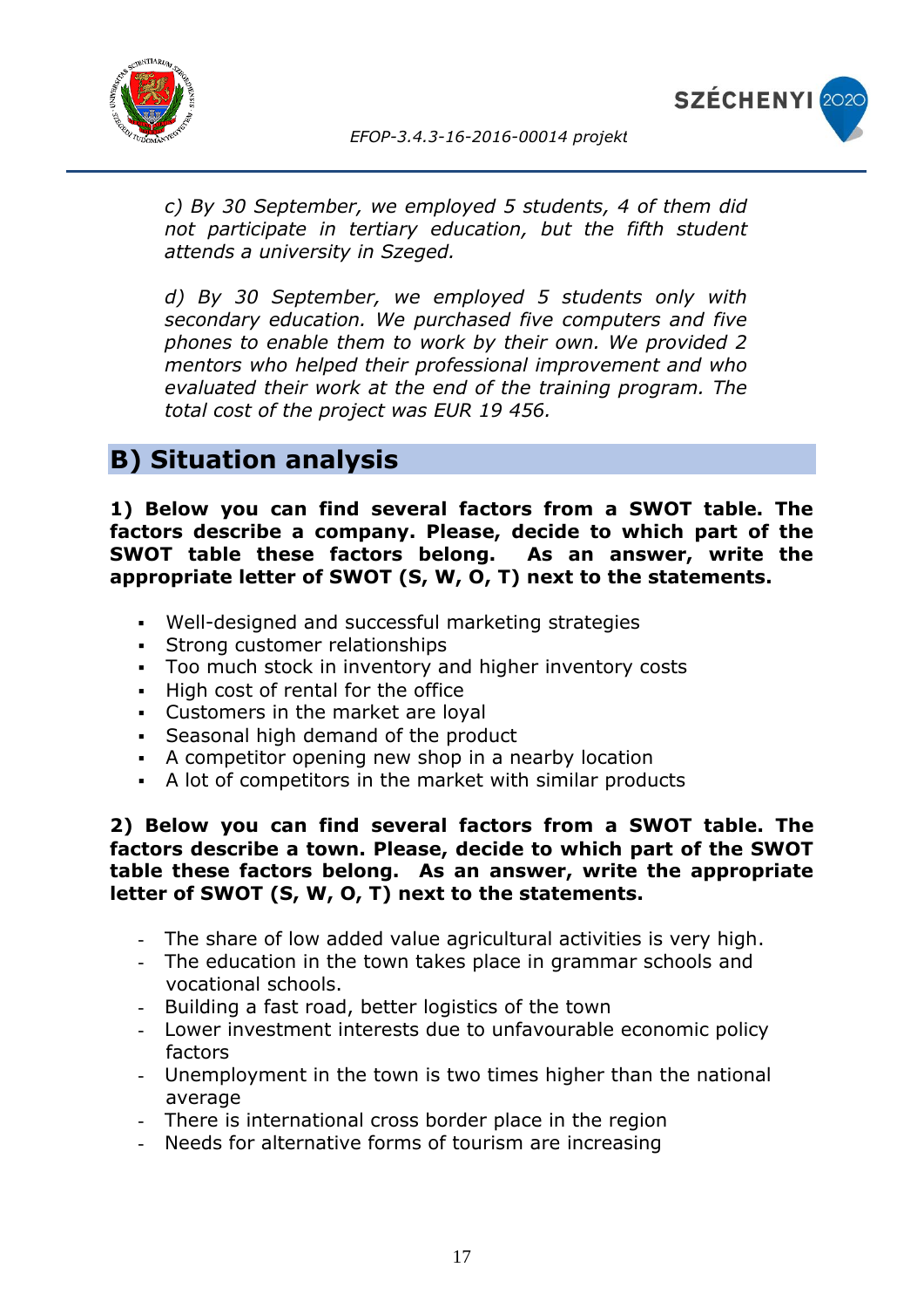*c) By 30 September, we employed 5 students, 4 of them did not participate in tertiary education, but the fifth student attends a university in Szeged.*

*d) By 30 September, we employed 5 students only with secondary education. We purchased five computers and five phones to enable them to work by their own. We provided 2 mentors who helped their professional improvement and who evaluated their work at the end of the training program. The total cost of the project was EUR 19 456.*

## B) Situation analysis

**1) Below you can find several factors from a SWOT table. The factors describe a company. Please, decide to which part of the SWOT table these factors belong. As an answer, write the appropriate letter of SWOT (S, W, O, T) next to the statements.**

- Well-designed and successful marketing strategies
- Strong customer relationships
- Too much stock in inventory and higher inventory costs
- High cost of rental for the office
- Customers in the market are loyal
- Seasonal high demand of the product
- A competitor opening new shop in a nearby location
- A lot of competitors in the market with similar products

**2) Below you can find several factors from a SWOT table. The factors describe a town. Please, decide to which part of the SWOT table these factors belong. As an answer, write the appropriate letter of SWOT (S, W, O, T) next to the statements.**

- The share of low added value agricultural activities is very high.
- The education in the town takes place in grammar schools and vocational schools.
- Building a fast road, better logistics of the town
- Lower investment interests due to unfavourable economic policy factors
- Unemployment in the town is two times higher than the national average
- There is international cross border place in the region
- Needs for alternative forms of tourism are increasing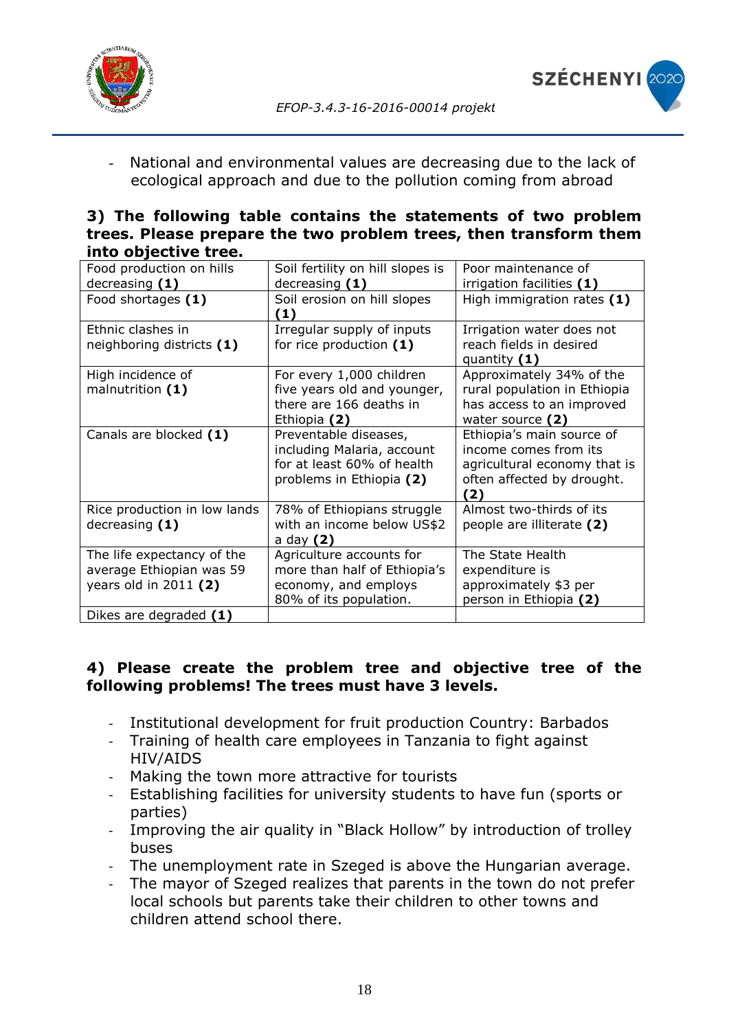- National and environmental values are decreasing due to the lack of ecological approach and due to the pollution coming from abroad

**3) The following table contains the statements of two problem trees. Please prepare the two problem trees, then transform them into objective tree.**

| | | |
|---|---|---|
| Food production on hills decreasing **(1)** | Soil fertility on hill slopes is decreasing **(1)** | Poor maintenance of irrigation facilities **(1)** |
| Food shortages **(1)** | Soil erosion on hill slopes **(1)** | High immigration rates **(1)** |
| Ethnic clashes in neighboring districts **(1)** | Irregular supply of inputs for rice production **(1)** | Irrigation water does not reach fields in desired quantity **(1)** |
| High incidence of malnutrition **(1)** | For every 1,000 children five years old and younger, there are 166 deaths in Ethiopia **(2)** | Approximately 34% of the rural population in Ethiopia has access to an improved water source **(2)** |
| Canals are blocked **(1)** | Preventable diseases, including Malaria, account for at least 60% of health problems in Ethiopia **(2)** | Ethiopia's main source of income comes from its agricultural economy that is often affected by drought. **(2)** |
| Rice production in low lands decreasing **(1)** | 78% of Ethiopians struggle with an income below US$2 a day **(2)** | Almost two-thirds of its people are illiterate **(2)** |
| The life expectancy of the average Ethiopian was 59 years old in 2011 **(2)** | Agriculture accounts for more than half of Ethiopia's economy, and employs 80% of its population. | The State Health expenditure is approximately $3 per person in Ethiopia **(2)** |
| Dikes are degraded **(1)** | | |

**4) Please create the problem tree and objective tree of the following problems! The trees must have 3 levels.**

- Institutional development for fruit production Country: Barbados
- Training of health care employees in Tanzania to fight against HIV/AIDS
- Making the town more attractive for tourists
- Establishing facilities for university students to have fun (sports or parties)
- Improving the air quality in "Black Hollow" by introduction of trolley buses
- The unemployment rate in Szeged is above the Hungarian average.
- The mayor of Szeged realizes that parents in the town do not prefer local schools but parents take their children to other towns and children attend school there.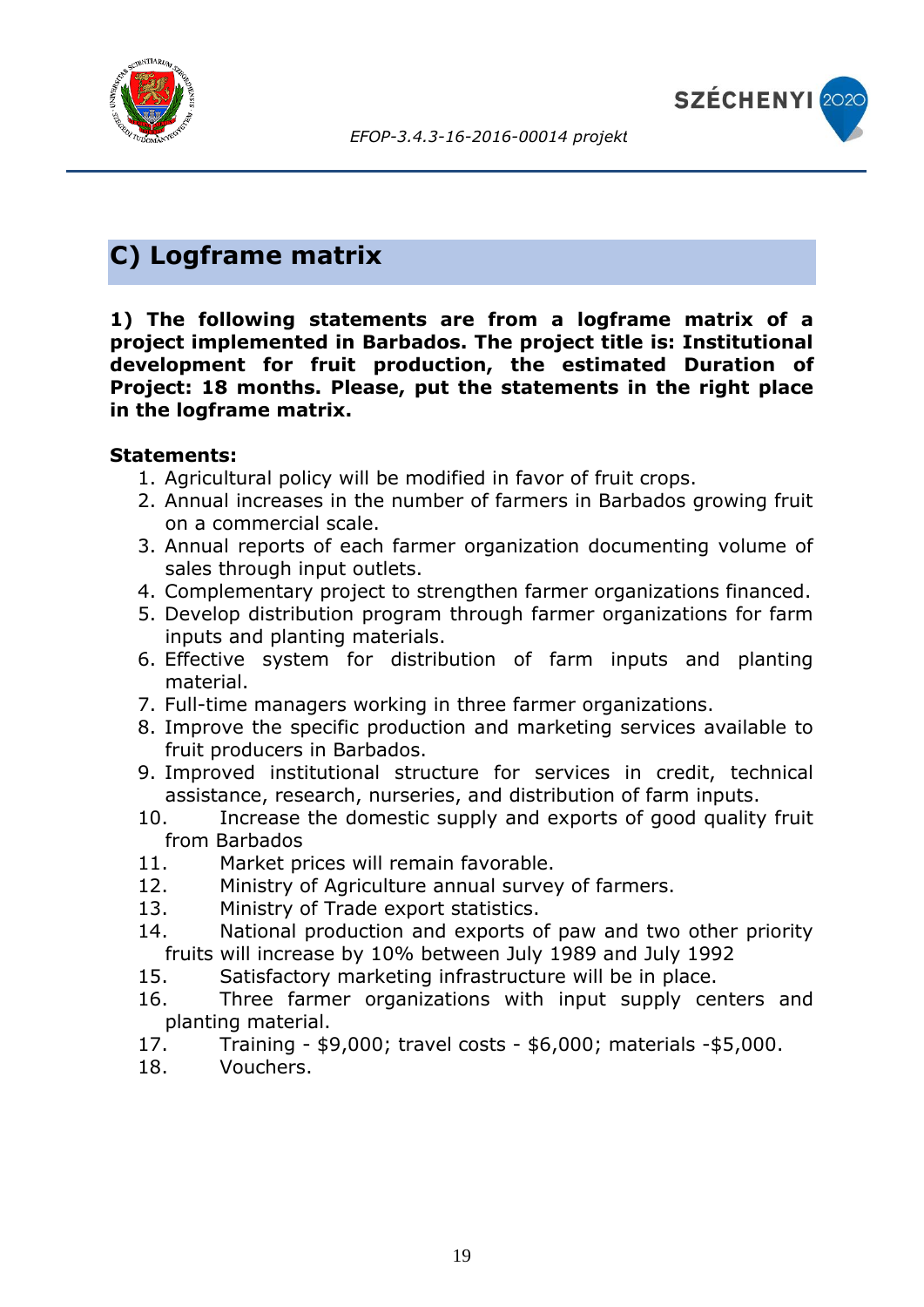## C) Logframe matrix

**1) The following statements are from a logframe matrix of a project implemented in Barbados. The project title is: Institutional development for fruit production, the estimated Duration of Project: 18 months. Please, put the statements in the right place in the logframe matrix.**

**Statements:**

1. Agricultural policy will be modified in favor of fruit crops.
2. Annual increases in the number of farmers in Barbados growing fruit on a commercial scale.
3. Annual reports of each farmer organization documenting volume of sales through input outlets.
4. Complementary project to strengthen farmer organizations financed.
5. Develop distribution program through farmer organizations for farm inputs and planting materials.
6. Effective system for distribution of farm inputs and planting material.
7. Full-time managers working in three farmer organizations.
8. Improve the specific production and marketing services available to fruit producers in Barbados.
9. Improved institutional structure for services in credit, technical assistance, research, nurseries, and distribution of farm inputs.
10. Increase the domestic supply and exports of good quality fruit from Barbados
11. Market prices will remain favorable.
12. Ministry of Agriculture annual survey of farmers.
13. Ministry of Trade export statistics.
14. National production and exports of paw and two other priority fruits will increase by 10% between July 1989 and July 1992
15. Satisfactory marketing infrastructure will be in place.
16. Three farmer organizations with input supply centers and planting material.
17. Training - $9,000; travel costs - $6,000; materials -$5,000.
18. Vouchers.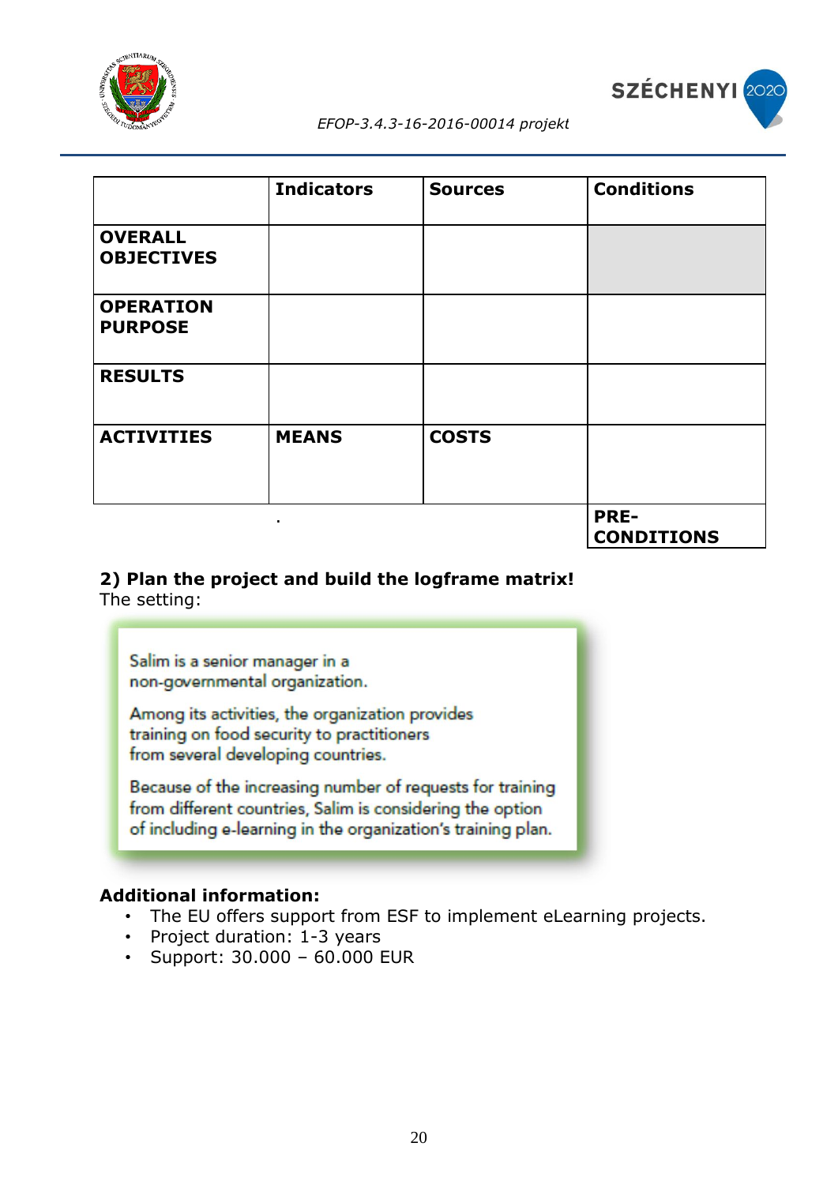| | Indicators | Sources | Conditions |
|---|---|---|---|
| **OVERALL OBJECTIVES** | | | |
| **OPERATION PURPOSE** | | | |
| **RESULTS** | | | |
| **ACTIVITIES** | **MEANS** | **COSTS** | |
| | . | | **PRE-CONDITIONS** |

**2) Plan the project and build the logframe matrix!**
The setting:

> Salim is a senior manager in a non-governmental organization.
>
> Among its activities, the organization provides training on food security to practitioners from several developing countries.
>
> Because of the increasing number of requests for training from different countries, Salim is considering the option of including e-learning in the organization's training plan.

**Additional information:**

- The EU offers support from ESF to implement eLearning projects.
- Project duration: 1-3 years
- Support: 30.000 – 60.000 EUR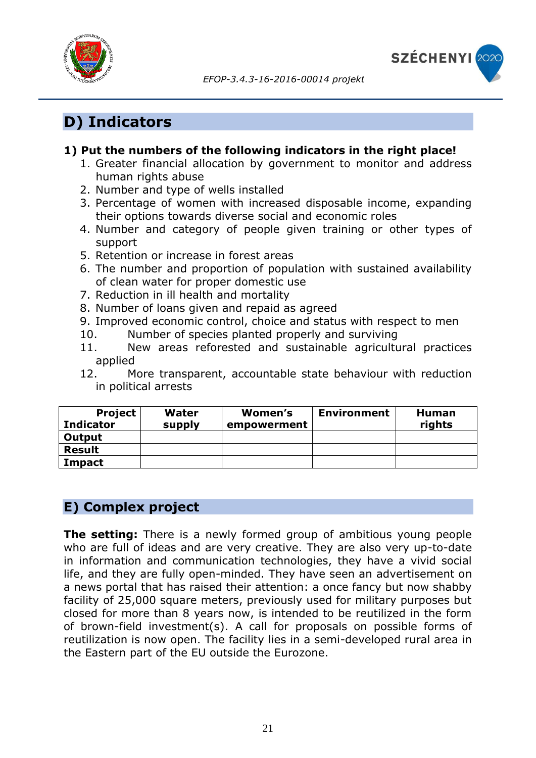## D) Indicators

**1) Put the numbers of the following indicators in the right place!**

1. Greater financial allocation by government to monitor and address human rights abuse
2. Number and type of wells installed
3. Percentage of women with increased disposable income, expanding their options towards diverse social and economic roles
4. Number and category of people given training or other types of support
5. Retention or increase in forest areas
6. The number and proportion of population with sustained availability of clean water for proper domestic use
7. Reduction in ill health and mortality
8. Number of loans given and repaid as agreed
9. Improved economic control, choice and status with respect to men
10. Number of species planted properly and surviving
11. New areas reforested and sustainable agricultural practices applied
12. More transparent, accountable state behaviour with reduction in political arrests

| Project Indicator | Water supply | Women's empowerment | Environment | Human rights |
|---|---|---|---|---|
| **Output** | | | | |
| **Result** | | | | |
| **Impact** | | | | |

## E) Complex project

**The setting:** There is a newly formed group of ambitious young people who are full of ideas and are very creative. They are also very up-to-date in information and communication technologies, they have a vivid social life, and they are fully open-minded. They have seen an advertisement on a news portal that has raised their attention: a once fancy but now shabby facility of 25,000 square meters, previously used for military purposes but closed for more than 8 years now, is intended to be reutilized in the form of brown-field investment(s). A call for proposals on possible forms of reutilization is now open. The facility lies in a semi-developed rural area in the Eastern part of the EU outside the Eurozone.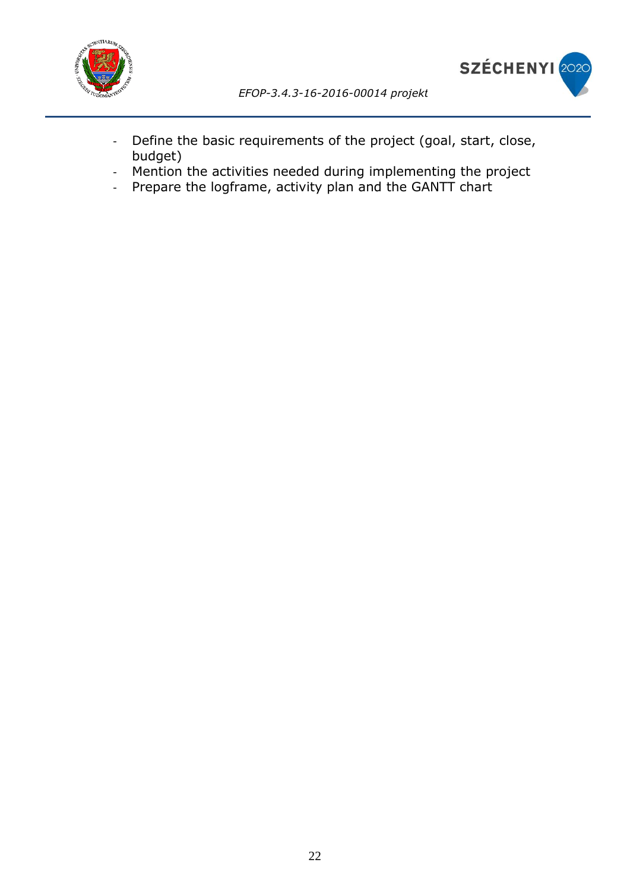- Define the basic requirements of the project (goal, start, close, budget)
- Mention the activities needed during implementing the project
- Prepare the logframe, activity plan and the GANTT chart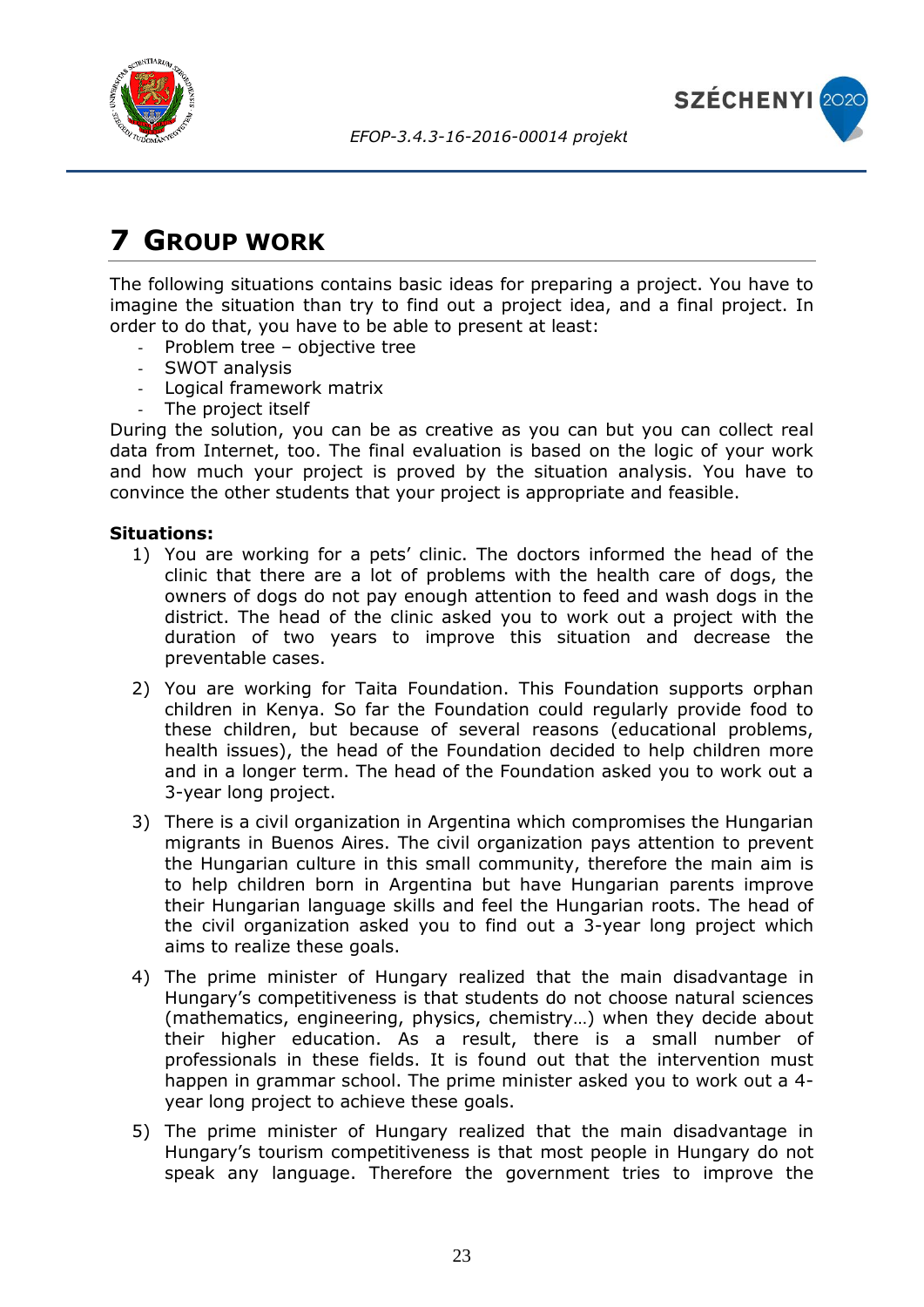# 7 Group work

The following situations contains basic ideas for preparing a project. You have to imagine the situation than try to find out a project idea, and a final project. In order to do that, you have to be able to present at least:

- Problem tree – objective tree
- SWOT analysis
- Logical framework matrix
- The project itself

During the solution, you can be as creative as you can but you can collect real data from Internet, too. The final evaluation is based on the logic of your work and how much your project is proved by the situation analysis. You have to convince the other students that your project is appropriate and feasible.

**Situations:**

1) You are working for a pets' clinic. The doctors informed the head of the clinic that there are a lot of problems with the health care of dogs, the owners of dogs do not pay enough attention to feed and wash dogs in the district. The head of the clinic asked you to work out a project with the duration of two years to improve this situation and decrease the preventable cases.
2) You are working for Taita Foundation. This Foundation supports orphan children in Kenya. So far the Foundation could regularly provide food to these children, but because of several reasons (educational problems, health issues), the head of the Foundation decided to help children more and in a longer term. The head of the Foundation asked you to work out a 3-year long project.
3) There is a civil organization in Argentina which compromises the Hungarian migrants in Buenos Aires. The civil organization pays attention to prevent the Hungarian culture in this small community, therefore the main aim is to help children born in Argentina but have Hungarian parents improve their Hungarian language skills and feel the Hungarian roots. The head of the civil organization asked you to find out a 3-year long project which aims to realize these goals.
4) The prime minister of Hungary realized that the main disadvantage in Hungary's competitiveness is that students do not choose natural sciences (mathematics, engineering, physics, chemistry…) when they decide about their higher education. As a result, there is a small number of professionals in these fields. It is found out that the intervention must happen in grammar school. The prime minister asked you to work out a 4-year long project to achieve these goals.
5) The prime minister of Hungary realized that the main disadvantage in Hungary's tourism competitiveness is that most people in Hungary do not speak any language. Therefore the government tries to improve the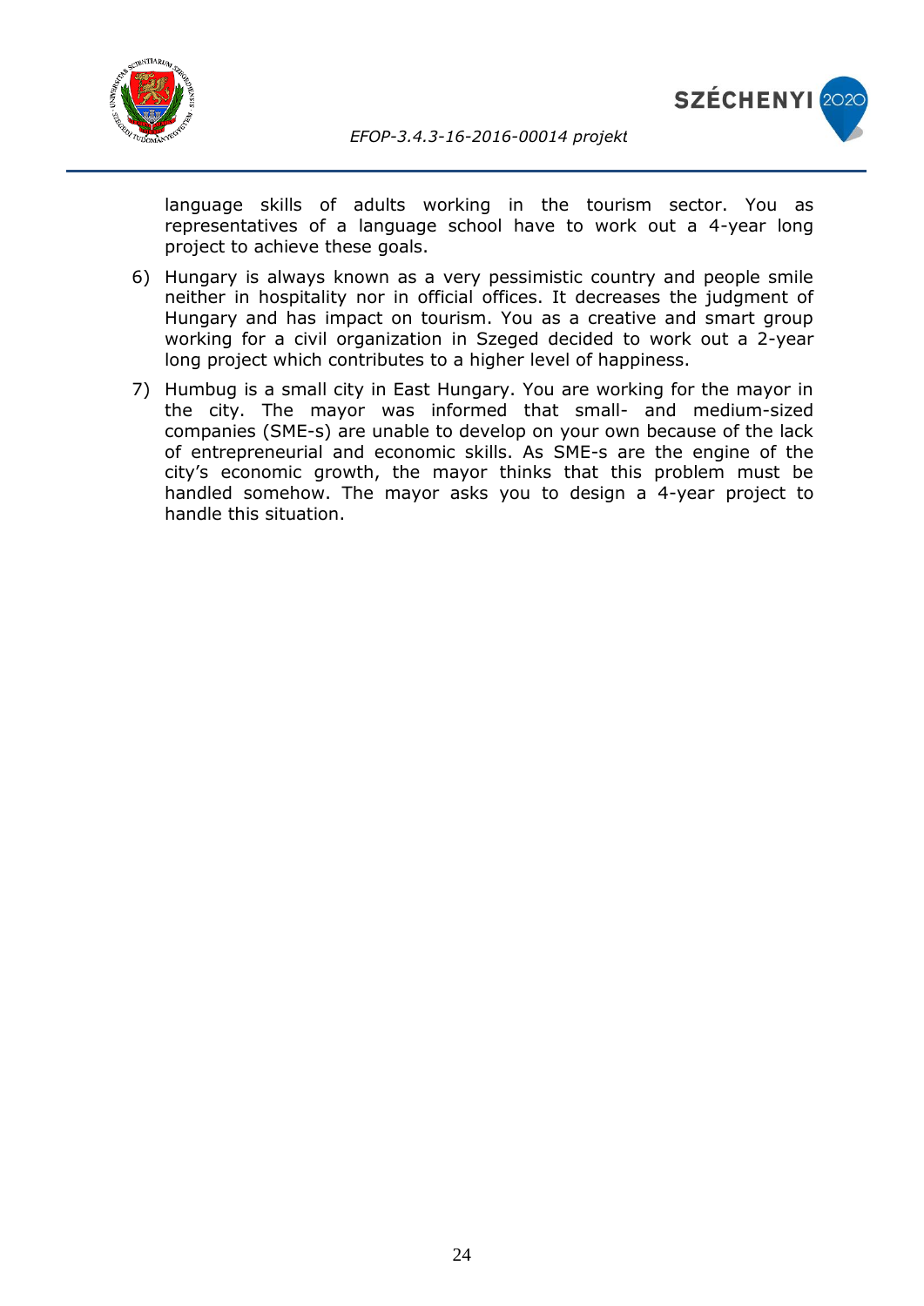language skills of adults working in the tourism sector. You as representatives of a language school have to work out a 4-year long project to achieve these goals.

6) Hungary is always known as a very pessimistic country and people smile neither in hospitality nor in official offices. It decreases the judgment of Hungary and has impact on tourism. You as a creative and smart group working for a civil organization in Szeged decided to work out a 2-year long project which contributes to a higher level of happiness.
7) Humbug is a small city in East Hungary. You are working for the mayor in the city. The mayor was informed that small- and medium-sized companies (SME-s) are unable to develop on your own because of the lack of entrepreneurial and economic skills. As SME-s are the engine of the city's economic growth, the mayor thinks that this problem must be handled somehow. The mayor asks you to design a 4-year project to handle this situation.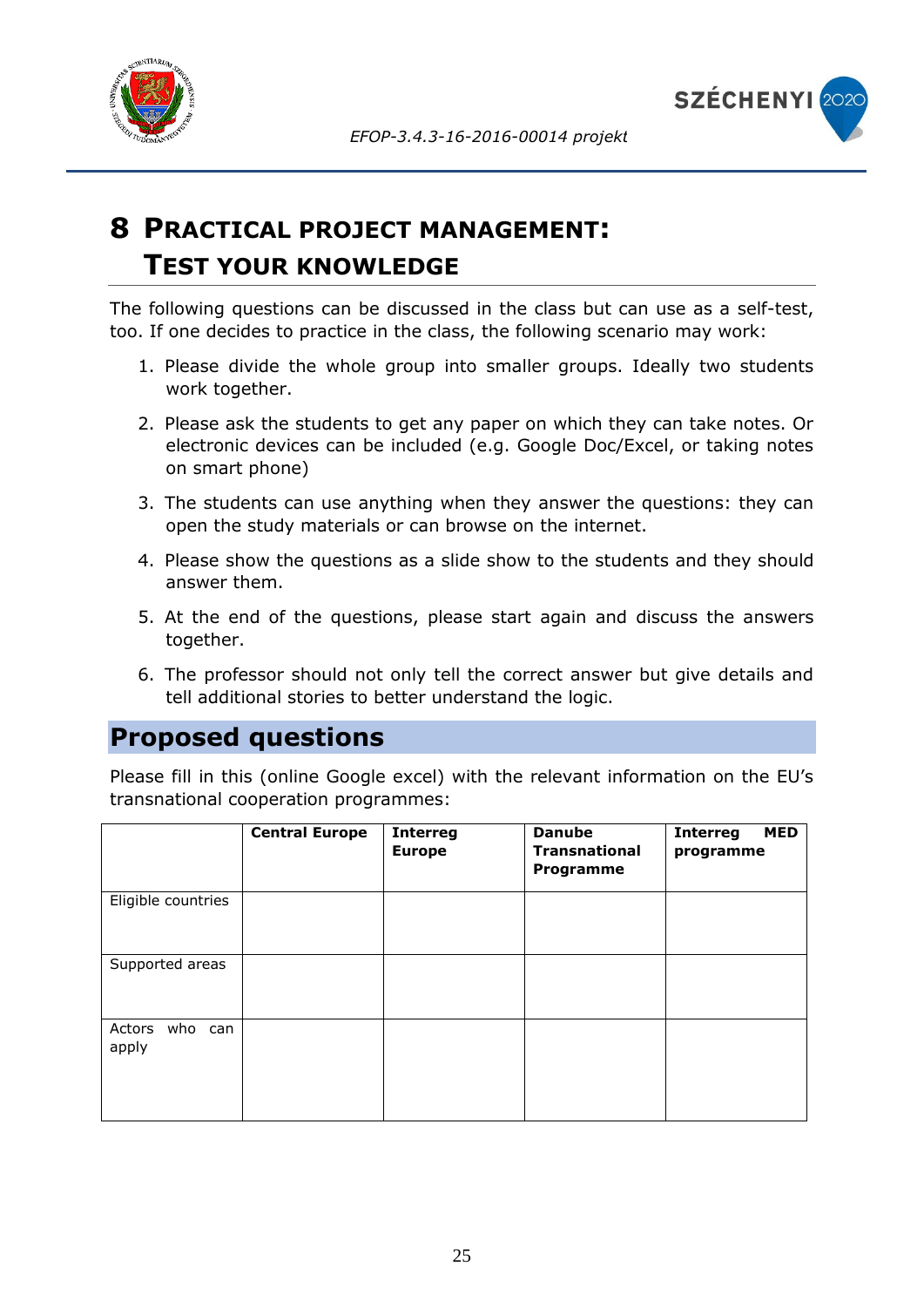# 8 Practical Project Management: Test Your Knowledge

The following questions can be discussed in the class but can use as a self-test, too. If one decides to practice in the class, the following scenario may work:

1. Please divide the whole group into smaller groups. Ideally two students work together.
2. Please ask the students to get any paper on which they can take notes. Or electronic devices can be included (e.g. Google Doc/Excel, or taking notes on smart phone)
3. The students can use anything when they answer the questions: they can open the study materials or can browse on the internet.
4. Please show the questions as a slide show to the students and they should answer them.
5. At the end of the questions, please start again and discuss the answers together.
6. The professor should not only tell the correct answer but give details and tell additional stories to better understand the logic.

## Proposed questions

Please fill in this (online Google excel) with the relevant information on the EU's transnational cooperation programmes:

| | **Central Europe** | **Interreg Europe** | **Danube Transnational Programme** | **Interreg MED programme** |
|---|---|---|---|---|
| Eligible countries | | | | |
| Supported areas | | | | |
| Actors who can apply | | | | |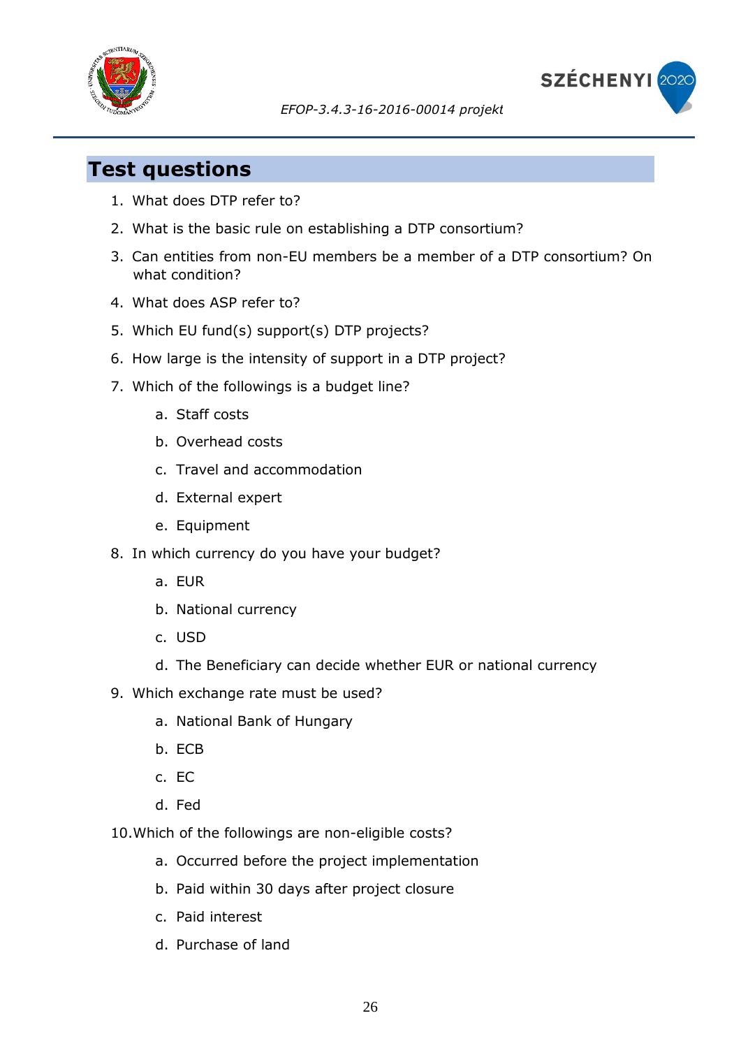## Test questions

1. What does DTP refer to?
2. What is the basic rule on establishing a DTP consortium?
3. Can entities from non-EU members be a member of a DTP consortium? On what condition?
4. What does ASP refer to?
5. Which EU fund(s) support(s) DTP projects?
6. How large is the intensity of support in a DTP project?
7. Which of the followings is a budget line?
   a. Staff costs
   b. Overhead costs
   c. Travel and accommodation
   d. External expert
   e. Equipment
8. In which currency do you have your budget?
   a. EUR
   b. National currency
   c. USD
   d. The Beneficiary can decide whether EUR or national currency
9. Which exchange rate must be used?
   a. National Bank of Hungary
   b. ECB
   c. EC
   d. Fed
10. Which of the followings are non-eligible costs?
    a. Occurred before the project implementation
    b. Paid within 30 days after project closure
    c. Paid interest
    d. Purchase of land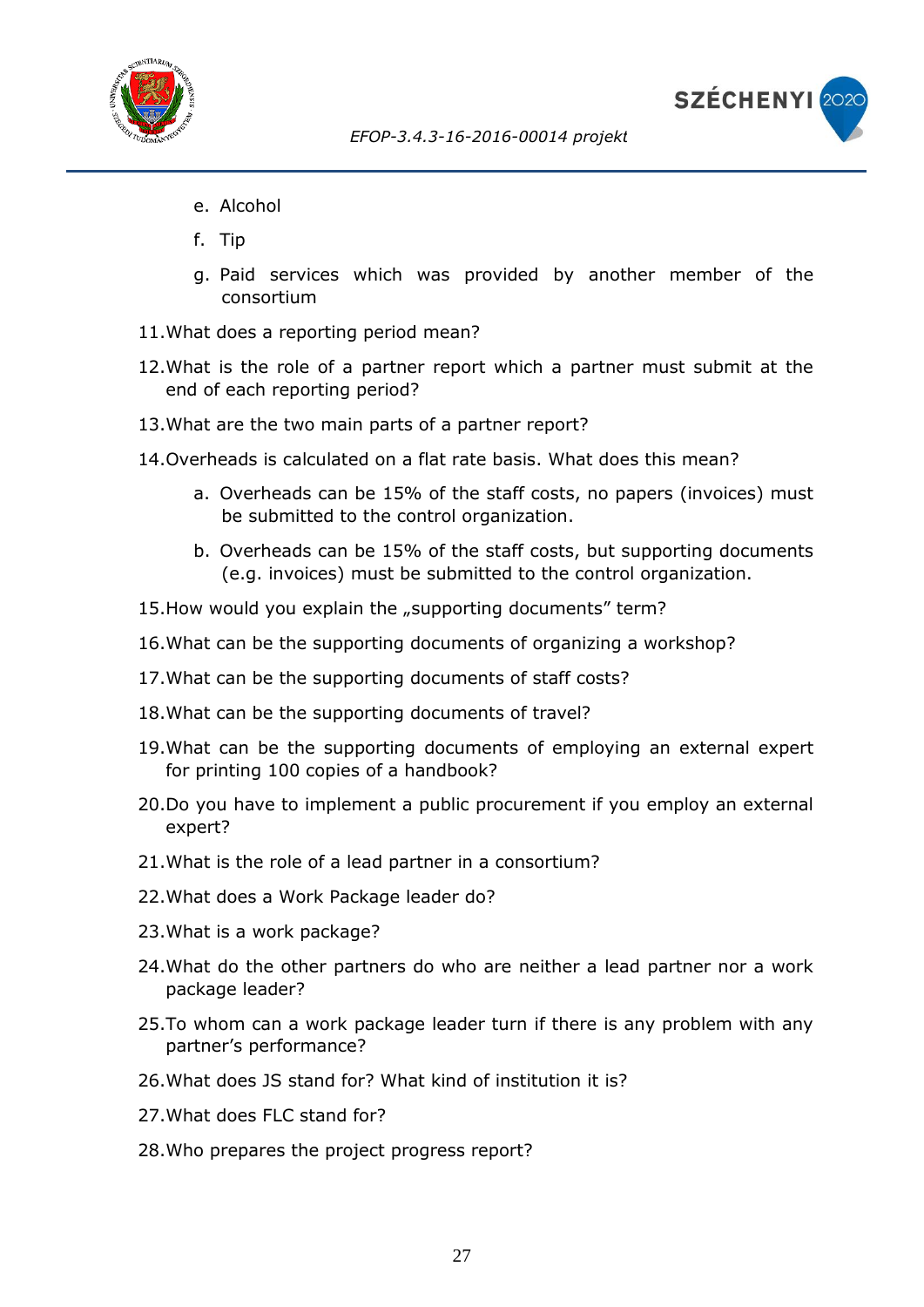e. Alcohol

   f. Tip

   g. Paid services which was provided by another member of the consortium

11. What does a reporting period mean?

12. What is the role of a partner report which a partner must submit at the end of each reporting period?

13. What are the two main parts of a partner report?

14. Overheads is calculated on a flat rate basis. What does this mean?

   a. Overheads can be 15% of the staff costs, no papers (invoices) must be submitted to the control organization.

   b. Overheads can be 15% of the staff costs, but supporting documents (e.g. invoices) must be submitted to the control organization.

15. How would you explain the „supporting documents" term?

16. What can be the supporting documents of organizing a workshop?

17. What can be the supporting documents of staff costs?

18. What can be the supporting documents of travel?

19. What can be the supporting documents of employing an external expert for printing 100 copies of a handbook?

20. Do you have to implement a public procurement if you employ an external expert?

21. What is the role of a lead partner in a consortium?

22. What does a Work Package leader do?

23. What is a work package?

24. What do the other partners do who are neither a lead partner nor a work package leader?

25. To whom can a work package leader turn if there is any problem with any partner's performance?

26. What does JS stand for? What kind of institution it is?

27. What does FLC stand for?

28. Who prepares the project progress report?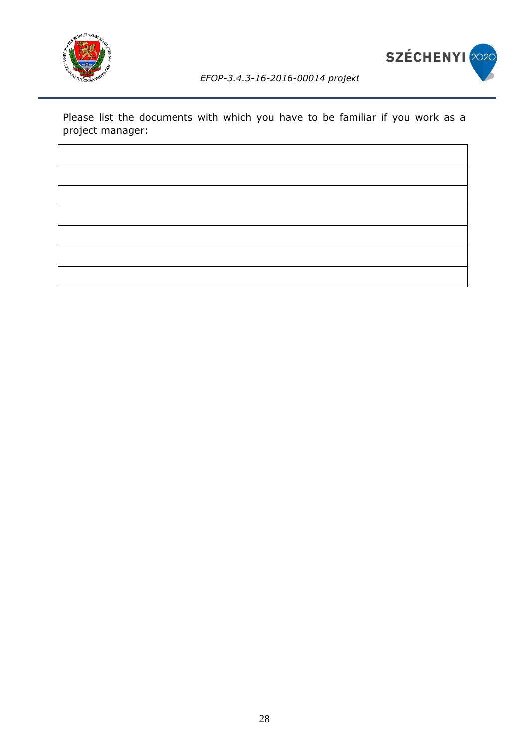Please list the documents with which you have to be familiar if you work as a project manager:

| |
|---|
| |
| |
| |
| |
| |
| |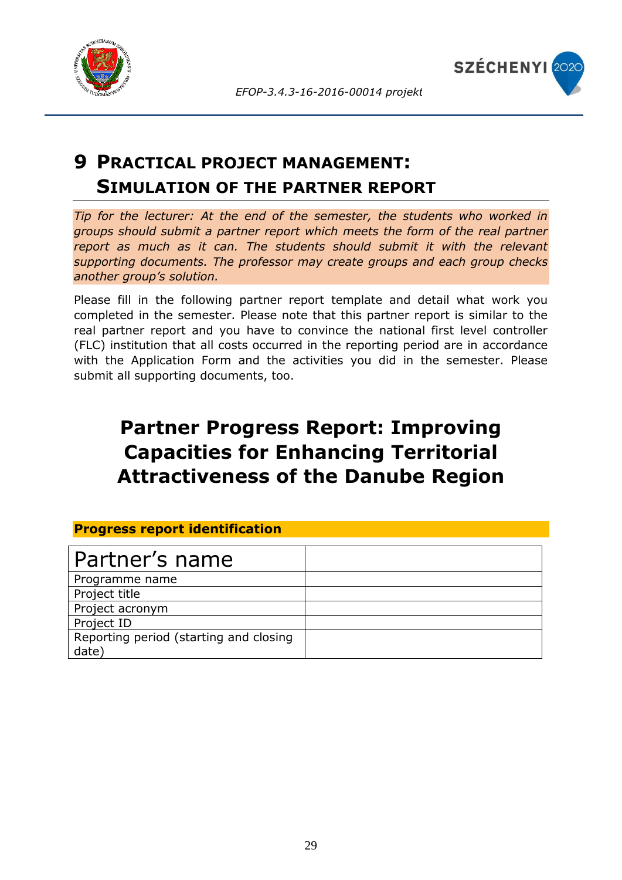# 9 Practical project management: Simulation of the partner report

*Tip for the lecturer: At the end of the semester, the students who worked in groups should submit a partner report which meets the form of the real partner report as much as it can. The students should submit it with the relevant supporting documents. The professor may create groups and each group checks another group's solution.*

Please fill in the following partner report template and detail what work you completed in the semester. Please note that this partner report is similar to the real partner report and you have to convince the national first level controller (FLC) institution that all costs occurred in the reporting period are in accordance with the Application Form and the activities you did in the semester. Please submit all supporting documents, too.

## Partner Progress Report: Improving Capacities for Enhancing Territorial Attractiveness of the Danube Region

**Progress report identification**

| Partner's name | |
|---|---|
| Programme name | |
| Project title | |
| Project acronym | |
| Project ID | |
| Reporting period (starting and closing date) | |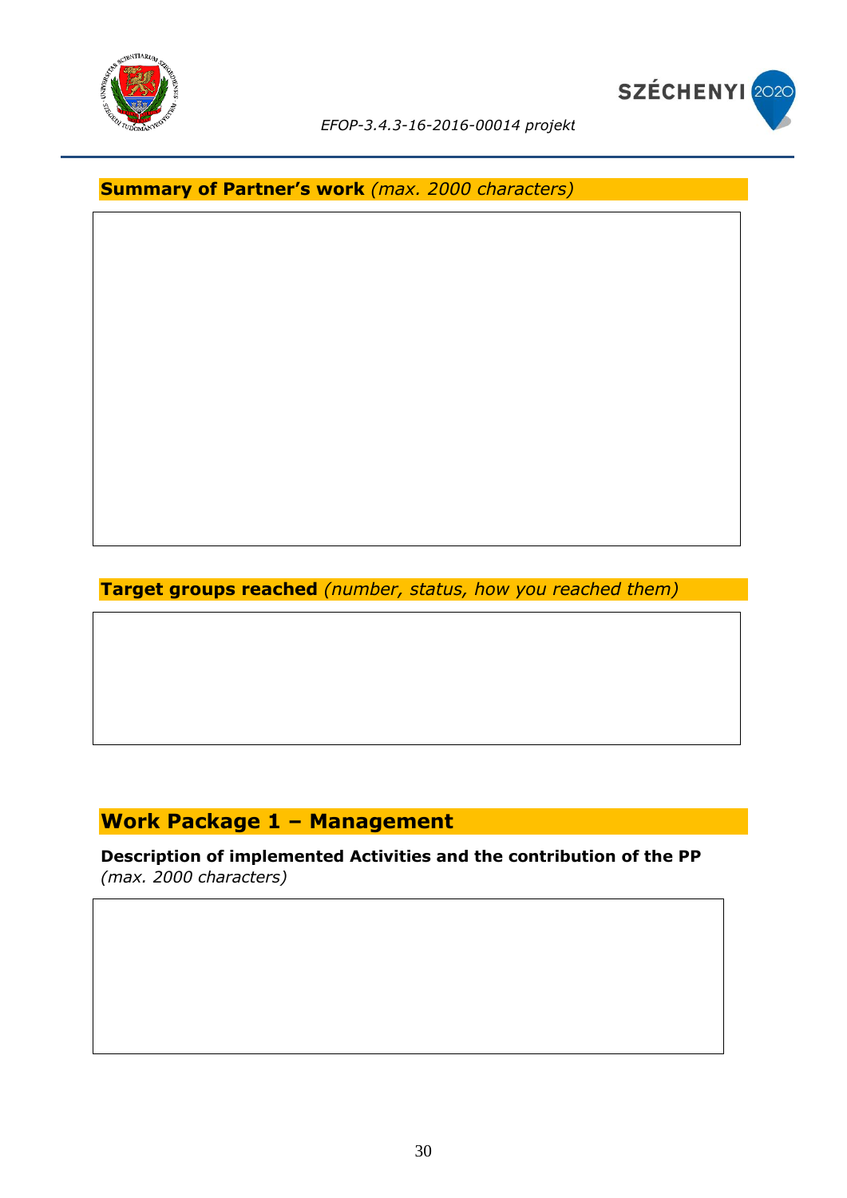**Summary of Partner's work** *(max. 2000 characters)*

**Target groups reached** *(number, status, how you reached them)*

## Work Package 1 – Management

**Description of implemented Activities and the contribution of the PP** *(max. 2000 characters)*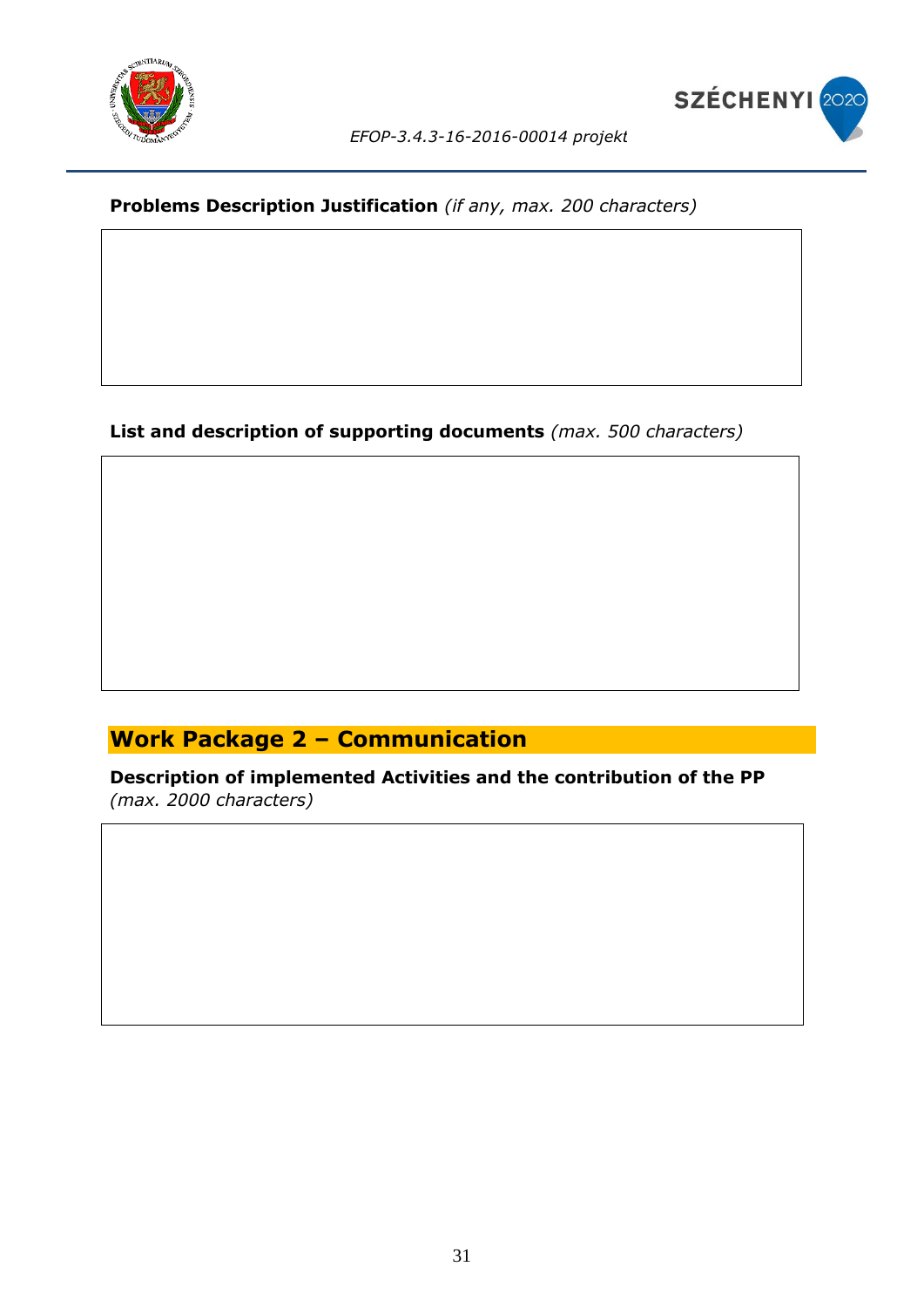**Problems Description Justification** *(if any, max. 200 characters)*

**List and description of supporting documents** *(max. 500 characters)*

## Work Package 2 – Communication

**Description of implemented Activities and the contribution of the PP** *(max. 2000 characters)*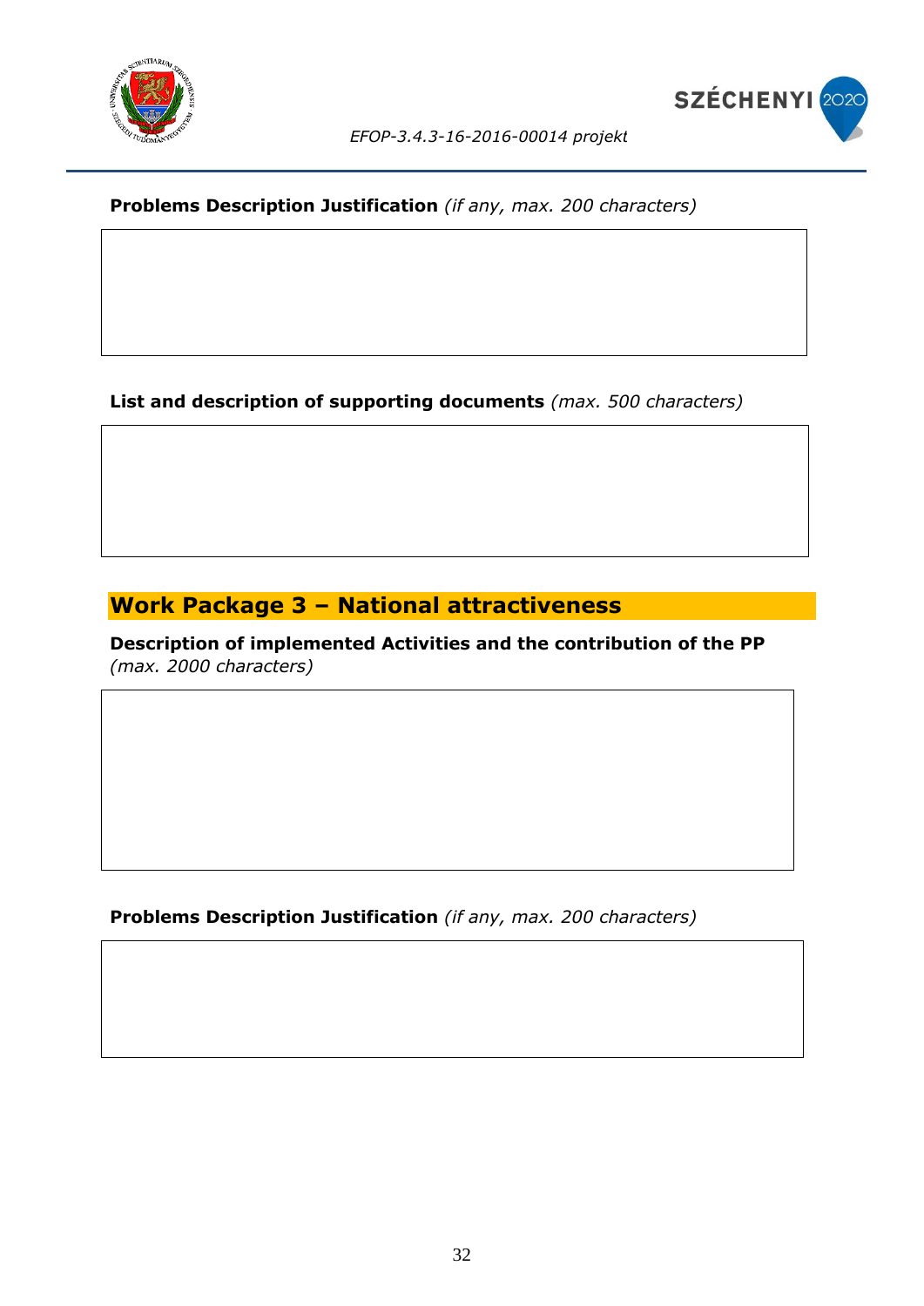**Problems Description Justification** *(if any, max. 200 characters)*

**List and description of supporting documents** *(max. 500 characters)*

## Work Package 3 – National attractiveness

**Description of implemented Activities and the contribution of the PP** *(max. 2000 characters)*

**Problems Description Justification** *(if any, max. 200 characters)*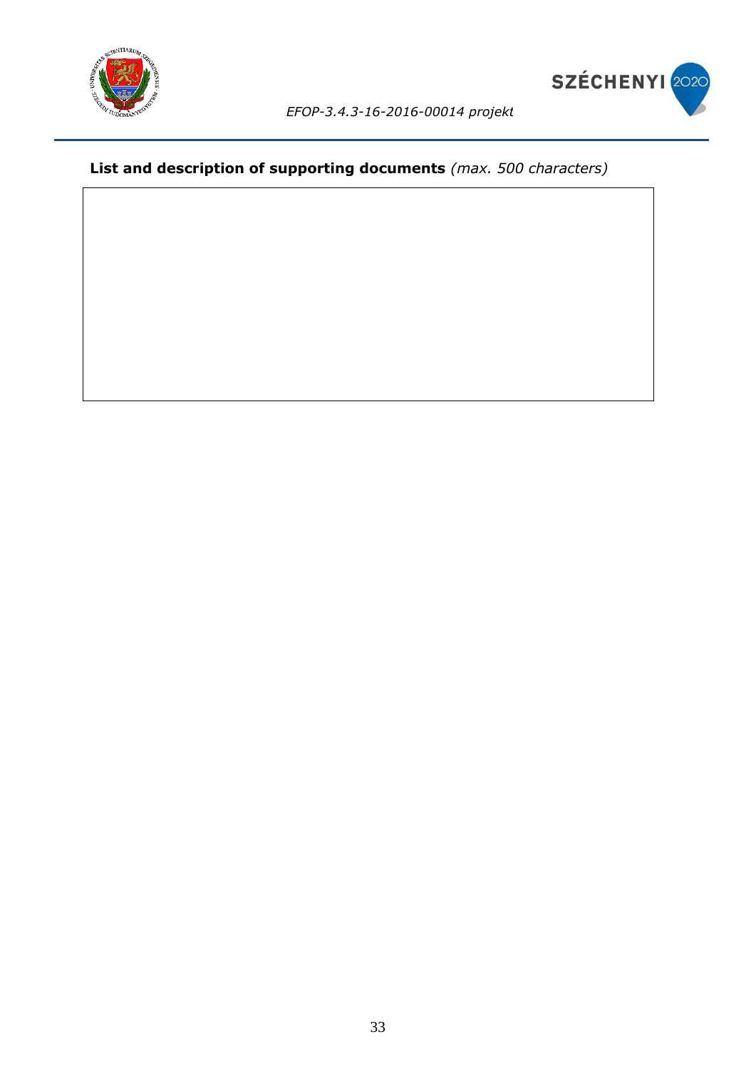**List and description of supporting documents** *(max. 500 characters)*

|  |
|---|
|  |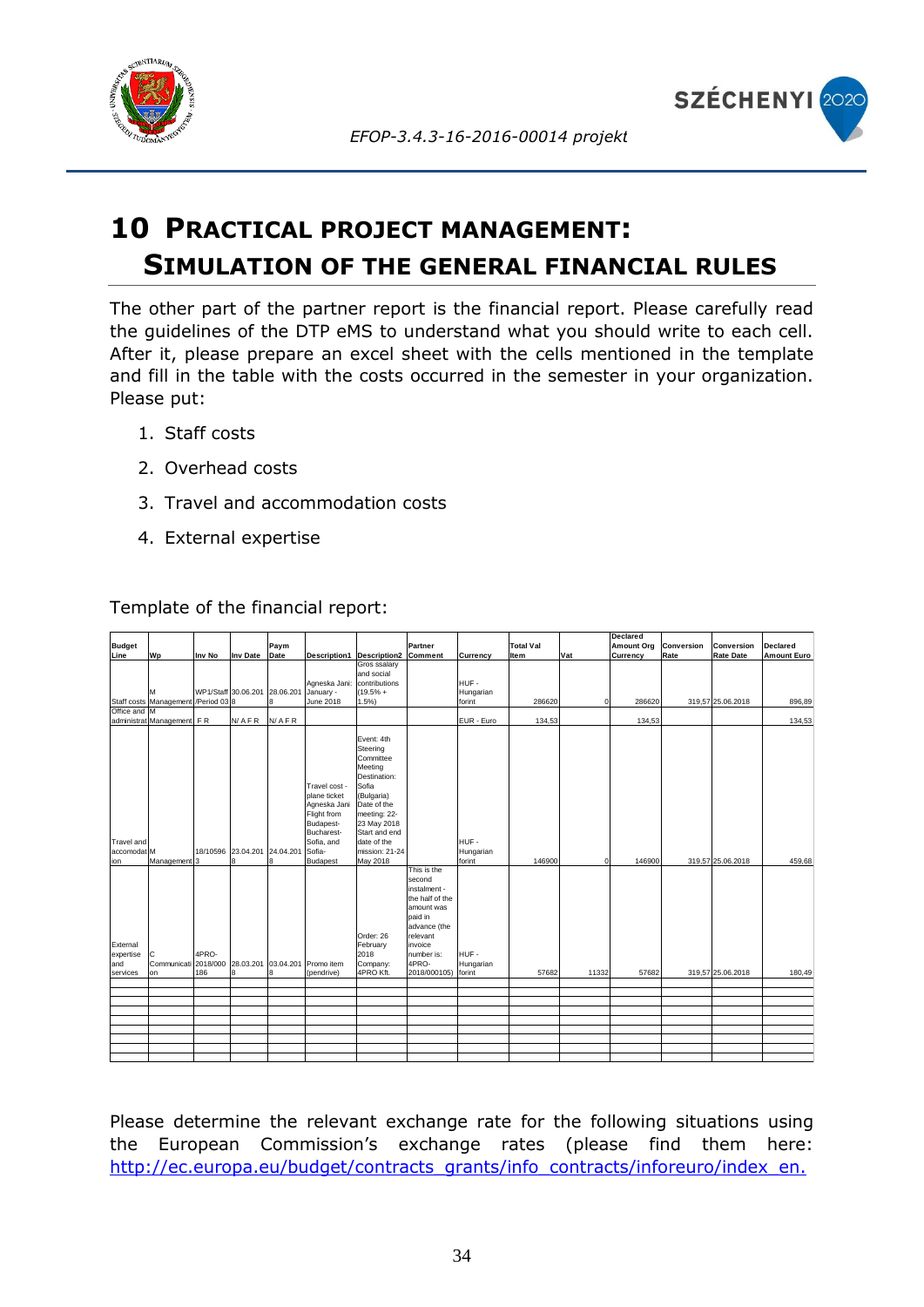# 10 Practical project management: Simulation of the general financial rules

The other part of the partner report is the financial report. Please carefully read the guidelines of the DTP eMS to understand what you should write to each cell. After it, please prepare an excel sheet with the cells mentioned in the template and fill in the table with the costs occurred in the semester in your organization. Please put:

1. Staff costs
2. Overhead costs
3. Travel and accommodation costs
4. External expertise

Template of the financial report:

| Budget Line | Wp | Inv No | Inv Date | Paym Date | Description1 | Description2 | Partner Comment | Currency | Total Val Item | Vat | Declared Amount Org Currency | Conversion Rate | Conversion Rate Date | Declared Amount Euro |
|---|---|---|---|---|---|---|---|---|---|---|---|---|---|---|
| Staff costs | M Management | WP1/Staff /Period 03 | 30.06.2018 | 28.06.2018 | Agneska Jani: January - June 2018 | Gros ssalary and social contributions (19.5% + 1.5%) | | HUF - Hungarian forint | 286620 | 0 | 286620 | 319,57 | 25.06.2018 | 896,89 |
| Office and administration | M Management | F R | N/ A F R | N/ A F R | | | | EUR - Euro | 134,53 | | 134,53 | | | 134,53 |
| Travel and accomodation | M Management | 18/105963 | 23.04.2018 | 24.04.2018 | Travel cost - plane ticket Agneska Jani Flight from Budapest-Bucharest-Sofia, and Sofia-Budapest | Event: 4th Steering Committee Meeting Destination: Sofia (Bulgaria) Date of the meeting: 22-23 May 2018 Start and end date of the mission: 21-24 May 2018 | | HUF - Hungarian forint | 146900 | 0 | 146900 | 319,57 | 25.06.2018 | 459,68 |
| External expertise and services | C Communication | 4PRO-2018/000186 | 28.03.2018 | 03.04.2018 | Promo item (pendrive) | Order: 26 February 2018 Company: 4PRO Kft. | This is the second instalment - the half of the amount was paid in advance (the relevant invoice number is: 4PRO-2018/000105) | HUF - Hungarian forint | 57682 | 11332 | 57682 | 319,57 | 25.06.2018 | 180,49 |
| | | | | | | | | | | | | | | |
| | | | | | | | | | | | | | | |
| | | | | | | | | | | | | | | |
| | | | | | | | | | | | | | | |
| | | | | | | | | | | | | | | |
| | | | | | | | | | | | | | | |
| | | | | | | | | | | | | | | |
| | | | | | | | | | | | | | | |
| | | | | | | | | | | | | | | |

Please determine the relevant exchange rate for the following situations using the European Commission's exchange rates (please find them here: http://ec.europa.eu/budget/contracts_grants/info_contracts/inforeuro/index_en.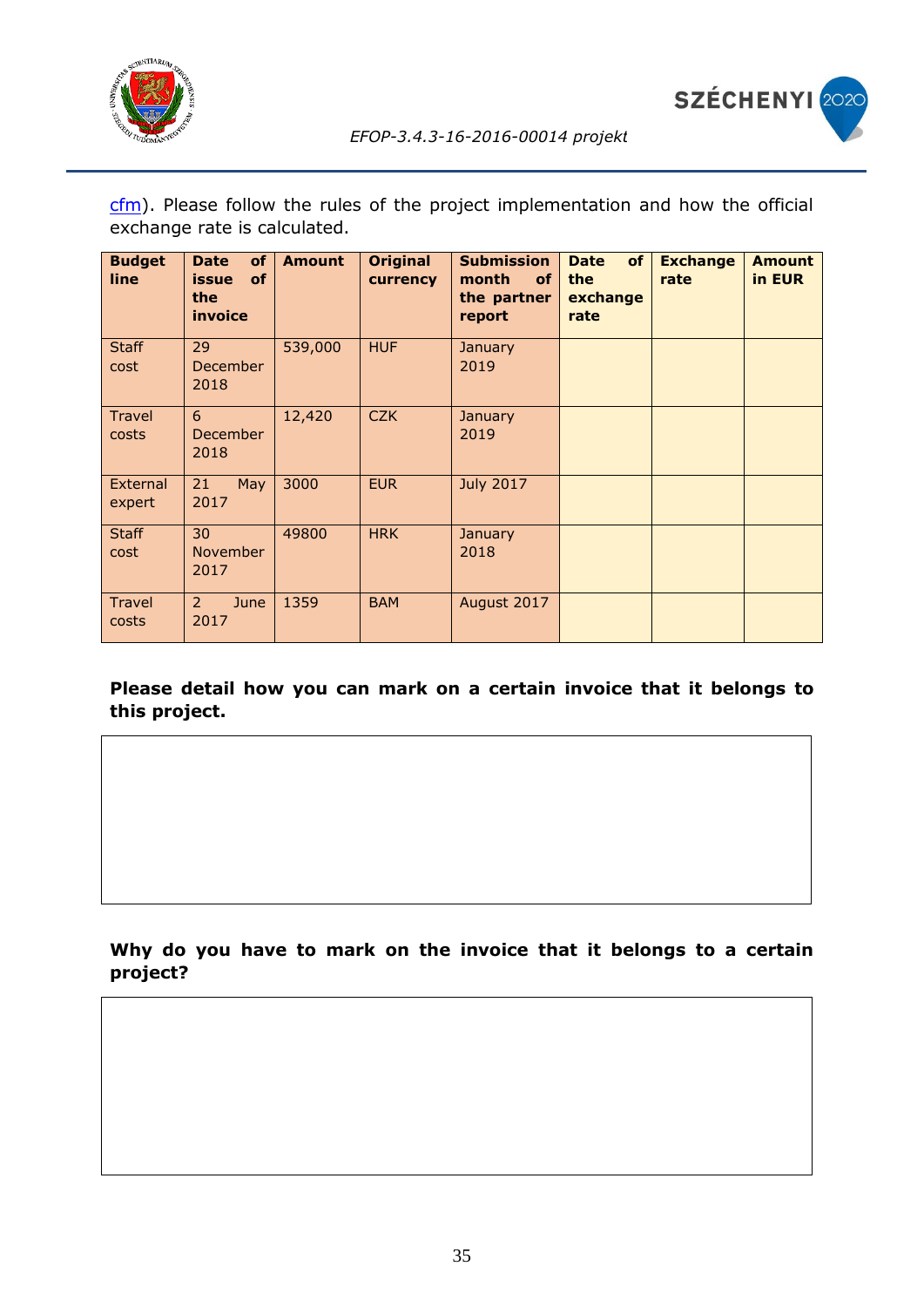cfm). Please follow the rules of the project implementation and how the official exchange rate is calculated.

| Budget line | Date of issue of the invoice | Amount | Original currency | Submission month of the partner report | Date of the exchange rate | Exchange rate | Amount in EUR |
|---|---|---|---|---|---|---|---|
| Staff cost | 29 December 2018 | 539,000 | HUF | January 2019 | | | |
| Travel costs | 6 December 2018 | 12,420 | CZK | January 2019 | | | |
| External expert | 21 May 2017 | 3000 | EUR | July 2017 | | | |
| Staff cost | 30 November 2017 | 49800 | HRK | January 2018 | | | |
| Travel costs | 2 June 2017 | 1359 | BAM | August 2017 | | | |

**Please detail how you can mark on a certain invoice that it belongs to this project.**

**Why do you have to mark on the invoice that it belongs to a certain project?**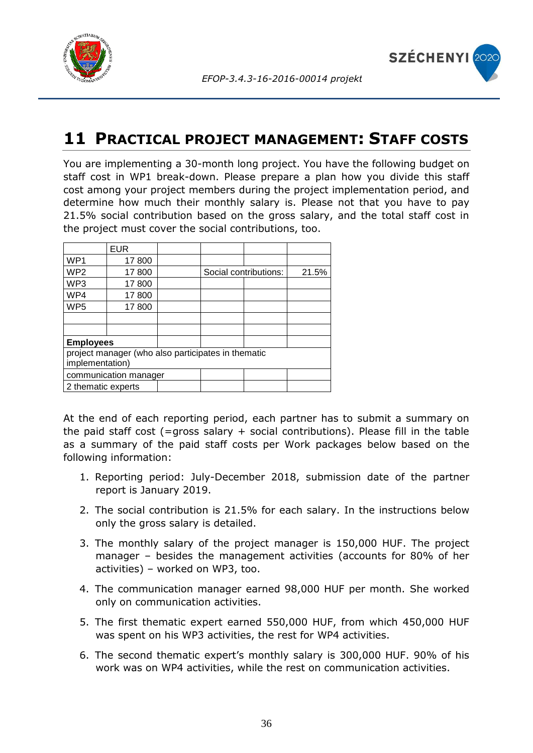# 11 Practical project management: Staff costs

You are implementing a 30-month long project. You have the following budget on staff cost in WP1 break-down. Please prepare a plan how you divide this staff cost among your project members during the project implementation period, and determine how much their monthly salary is. Please not that you have to pay 21.5% social contribution based on the gross salary, and the total staff cost in the project must cover the social contributions, too.

| | EUR | | | | |
|---|---|---|---|---|---|
| WP1 | 17 800 | | | | |
| WP2 | 17 800 | | Social contributions: | | 21.5% |
| WP3 | 17 800 | | | | |
| WP4 | 17 800 | | | | |
| WP5 | 17 800 | | | | |
| | | | | | |
| | | | | | |
| **Employees** | | | | | |
| project manager (who also participates in thematic implementation) | | | | | |
| communication manager | | | | | |
| 2 thematic experts | | | | | |

At the end of each reporting period, each partner has to submit a summary on the paid staff cost (=gross salary + social contributions). Please fill in the table as a summary of the paid staff costs per Work packages below based on the following information:

1. Reporting period: July-December 2018, submission date of the partner report is January 2019.
2. The social contribution is 21.5% for each salary. In the instructions below only the gross salary is detailed.
3. The monthly salary of the project manager is 150,000 HUF. The project manager – besides the management activities (accounts for 80% of her activities) – worked on WP3, too.
4. The communication manager earned 98,000 HUF per month. She worked only on communication activities.
5. The first thematic expert earned 550,000 HUF, from which 450,000 HUF was spent on his WP3 activities, the rest for WP4 activities.
6. The second thematic expert's monthly salary is 300,000 HUF. 90% of his work was on WP4 activities, while the rest on communication activities.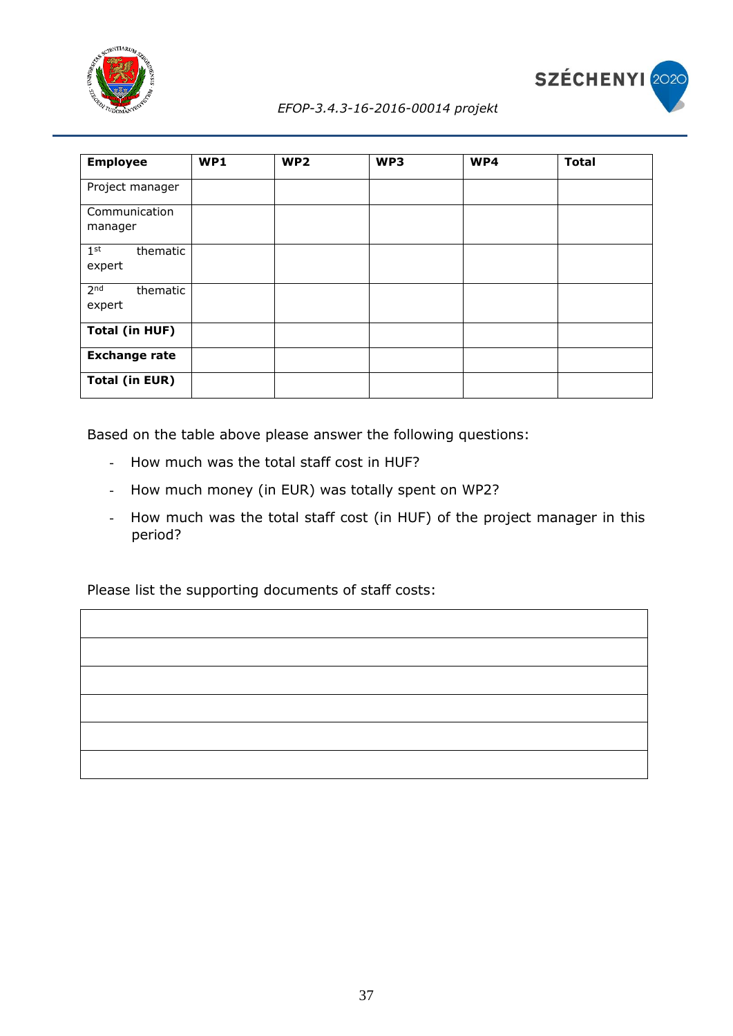| Employee | WP1 | WP2 | WP3 | WP4 | Total |
| --- | --- | --- | --- | --- | --- |
| Project manager | | | | | |
| Communication manager | | | | | |
| 1st thematic expert | | | | | |
| 2nd thematic expert | | | | | |
| **Total (in HUF)** | | | | | |
| **Exchange rate** | | | | | |
| **Total (in EUR)** | | | | | |

Based on the table above please answer the following questions:

- How much was the total staff cost in HUF?
- How much money (in EUR) was totally spent on WP2?
- How much was the total staff cost (in HUF) of the project manager in this period?

Please list the supporting documents of staff costs:

| |
| --- |
| |
| |
| |
| |
| |
| |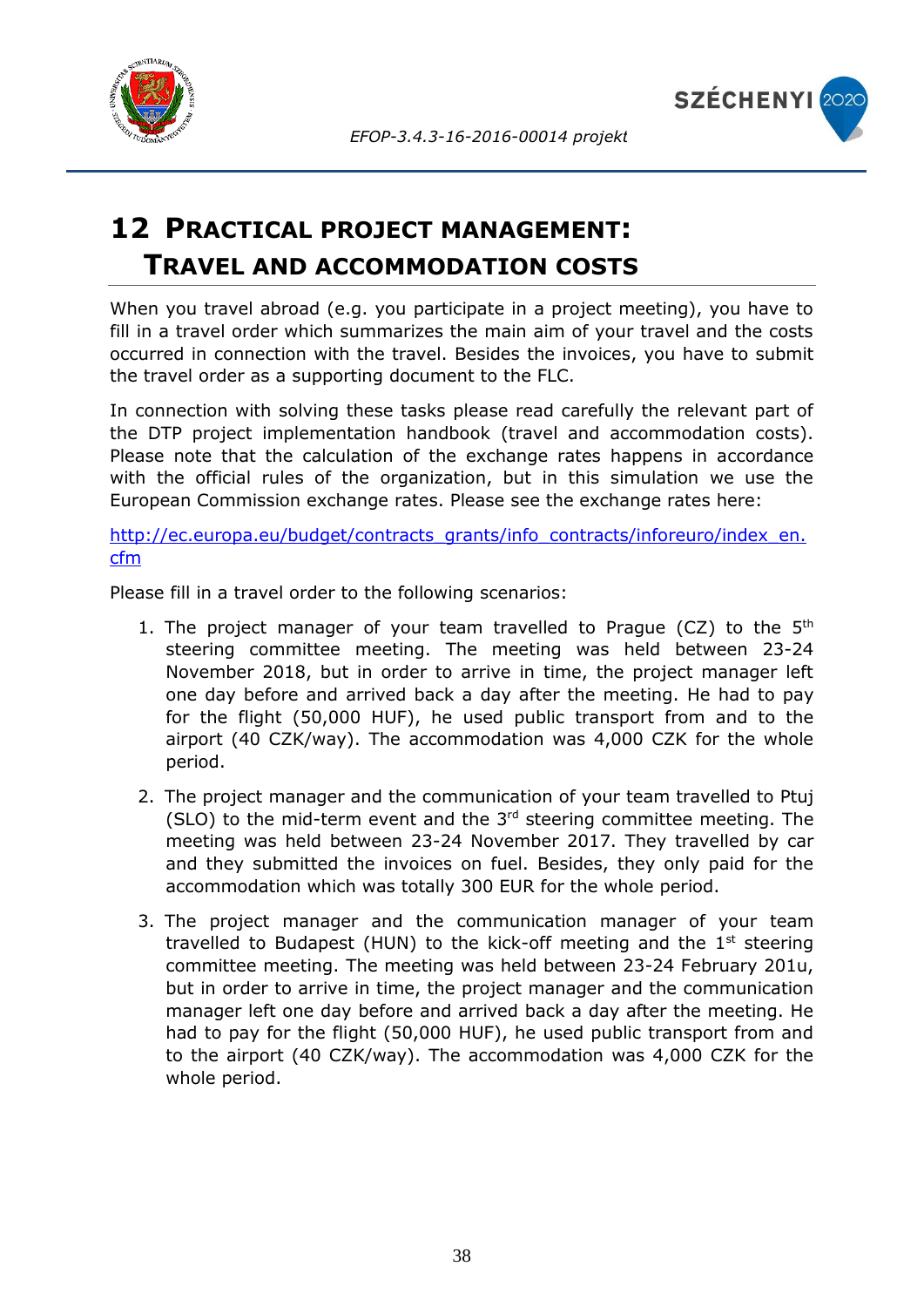# 12 Practical project management: Travel and accommodation costs

When you travel abroad (e.g. you participate in a project meeting), you have to fill in a travel order which summarizes the main aim of your travel and the costs occurred in connection with the travel. Besides the invoices, you have to submit the travel order as a supporting document to the FLC.

In connection with solving these tasks please read carefully the relevant part of the DTP project implementation handbook (travel and accommodation costs). Please note that the calculation of the exchange rates happens in accordance with the official rules of the organization, but in this simulation we use the European Commission exchange rates. Please see the exchange rates here:

http://ec.europa.eu/budget/contracts_grants/info_contracts/inforeuro/index_en.cfm

Please fill in a travel order to the following scenarios:

1. The project manager of your team travelled to Prague (CZ) to the 5th steering committee meeting. The meeting was held between 23-24 November 2018, but in order to arrive in time, the project manager left one day before and arrived back a day after the meeting. He had to pay for the flight (50,000 HUF), he used public transport from and to the airport (40 CZK/way). The accommodation was 4,000 CZK for the whole period.
2. The project manager and the communication of your team travelled to Ptuj (SLO) to the mid-term event and the 3rd steering committee meeting. The meeting was held between 23-24 November 2017. They travelled by car and they submitted the invoices on fuel. Besides, they only paid for the accommodation which was totally 300 EUR for the whole period.
3. The project manager and the communication manager of your team travelled to Budapest (HUN) to the kick-off meeting and the 1st steering committee meeting. The meeting was held between 23-24 February 201u, but in order to arrive in time, the project manager and the communication manager left one day before and arrived back a day after the meeting. He had to pay for the flight (50,000 HUF), he used public transport from and to the airport (40 CZK/way). The accommodation was 4,000 CZK for the whole period.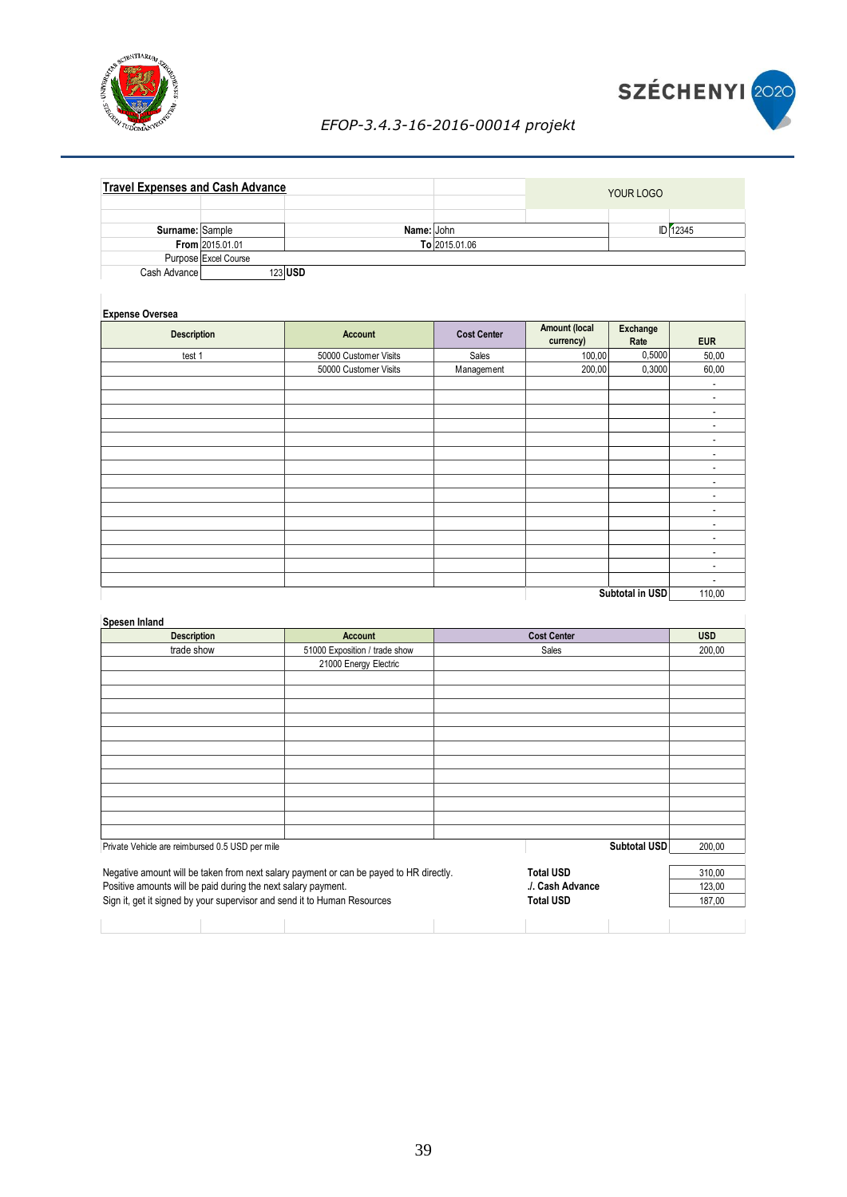*EFOP-3.4.3-16-2016-00014 projekt*

## Travel Expenses and Cash Advance

YOUR LOGO

| | | | | | |
|---|---|---|---|---|---|
| **Surname:** | Sample | **Name:** | John | ID | 12345 |
| **From** | 2015.01.01 | **To** | 2015.01.06 | | |
| Purpose | Excel Course | | | | |
| Cash Advance | 123 | **USD** | | | |

**Expense Oversea**

| Description | Account | Cost Center | Amount (local currency) | Exchange Rate | EUR |
|---|---|---|---|---|---|
| test 1 | 50000 Customer Visits | Sales | 100,00 | 0,5000 | 50,00 |
| | 50000 Customer Visits | Management | 200,00 | 0,3000 | 60,00 |
| | | | | | - |
| | | | | | - |
| | | | | | - |
| | | | | | - |
| | | | | | - |
| | | | | | - |
| | | | | | - |
| | | | | | - |
| | | | | | - |
| | | | | | - |
| | | | | | - |
| | | | | | - |
| | | | | | - |
| | | | | | - |
| | | | | | - |
| | | | | **Subtotal in USD** | 110,00 |

**Spesen Inland**

| Description | Account | Cost Center | USD |
|---|---|---|---|
| trade show | 51000 Exposition / trade show | Sales | 200,00 |
| | 21000 Energy Electric | | |
| | | | |
| | | | |
| | | | |
| | | | |
| | | | |
| | | | |
| | | | |
| | | | |
| | | | |
| | | | |
| | | | |
| | | | |
| Private Vehicle are reimbursed 0.5 USD per mile | | **Subtotal USD** | 200,00 |

| | | |
|---|---|---|
| Negative amount will be taken from next salary payment or can be payed to HR directly. | **Total USD** | 310,00 |
| Positive amounts will be paid during the next salary payment. | **./. Cash Advance** | 123,00 |
| Sign it, get it signed by your supervisor and send it to Human Resources | **Total USD** | 187,00 |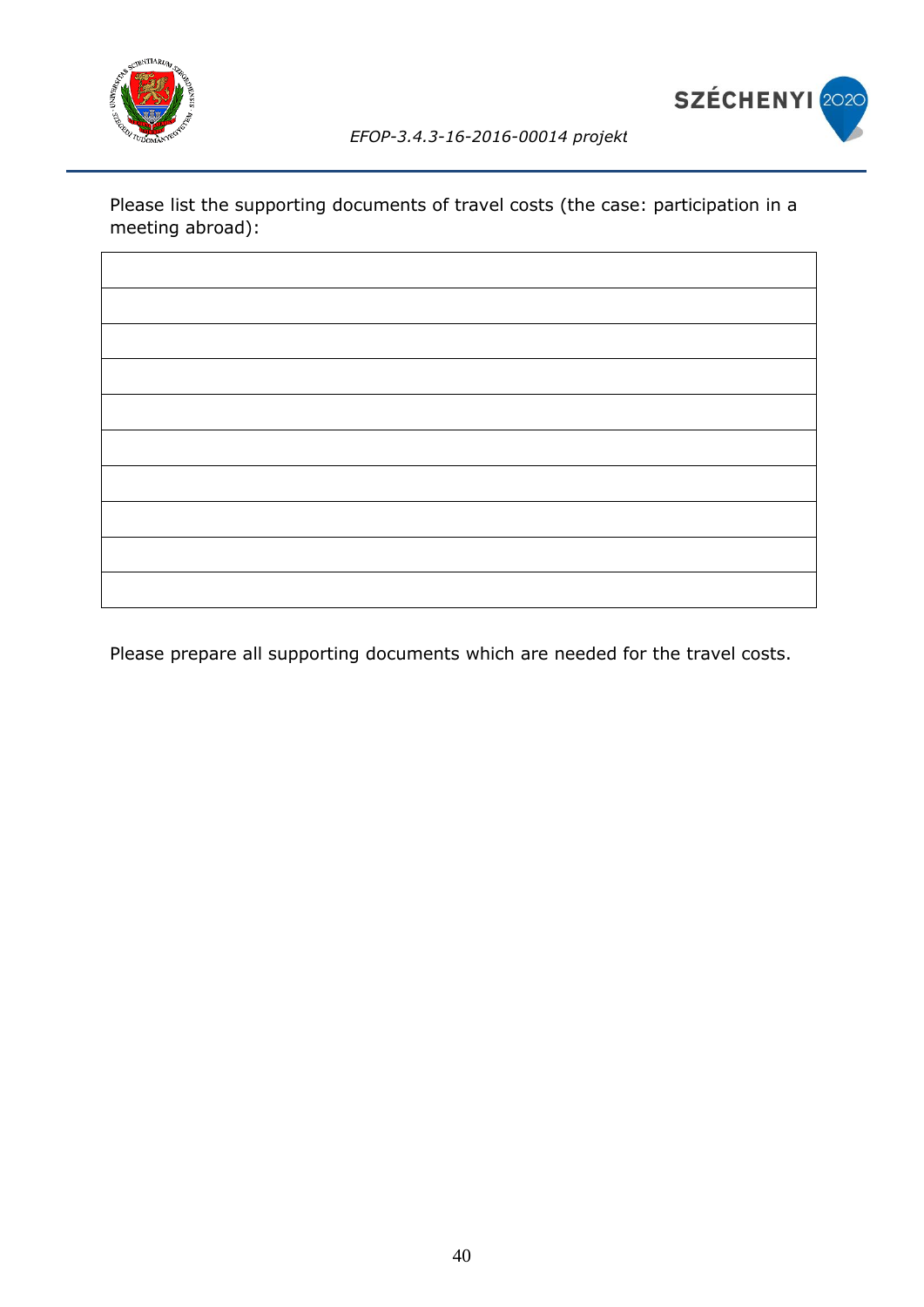Please list the supporting documents of travel costs (the case: participation in a meeting abroad):

| |
|---|
| |
| |
| |
| |
| |
| |
| |
| |
| |

Please prepare all supporting documents which are needed for the travel costs.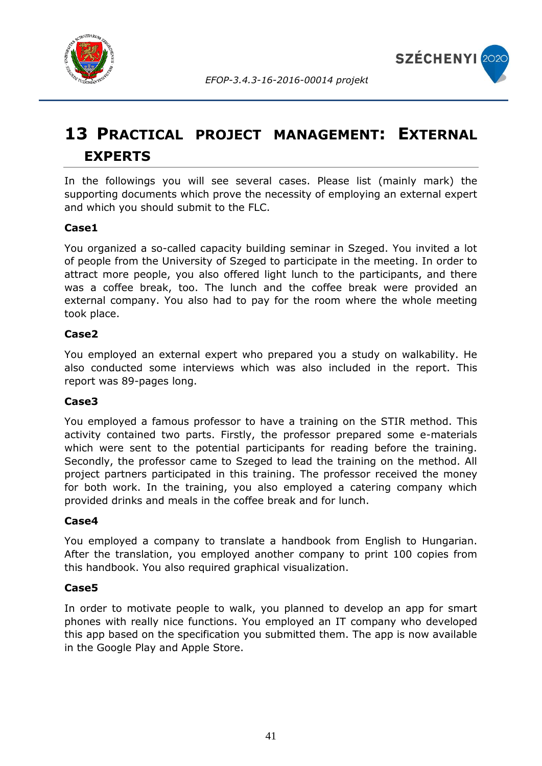# 13 Practical project management: External experts

In the followings you will see several cases. Please list (mainly mark) the supporting documents which prove the necessity of employing an external expert and which you should submit to the FLC.

**Case1**

You organized a so-called capacity building seminar in Szeged. You invited a lot of people from the University of Szeged to participate in the meeting. In order to attract more people, you also offered light lunch to the participants, and there was a coffee break, too. The lunch and the coffee break were provided an external company. You also had to pay for the room where the whole meeting took place.

**Case2**

You employed an external expert who prepared you a study on walkability. He also conducted some interviews which was also included in the report. This report was 89-pages long.

**Case3**

You employed a famous professor to have a training on the STIR method. This activity contained two parts. Firstly, the professor prepared some e-materials which were sent to the potential participants for reading before the training. Secondly, the professor came to Szeged to lead the training on the method. All project partners participated in this training. The professor received the money for both work. In the training, you also employed a catering company which provided drinks and meals in the coffee break and for lunch.

**Case4**

You employed a company to translate a handbook from English to Hungarian. After the translation, you employed another company to print 100 copies from this handbook. You also required graphical visualization.

**Case5**

In order to motivate people to walk, you planned to develop an app for smart phones with really nice functions. You employed an IT company who developed this app based on the specification you submitted them. The app is now available in the Google Play and Apple Store.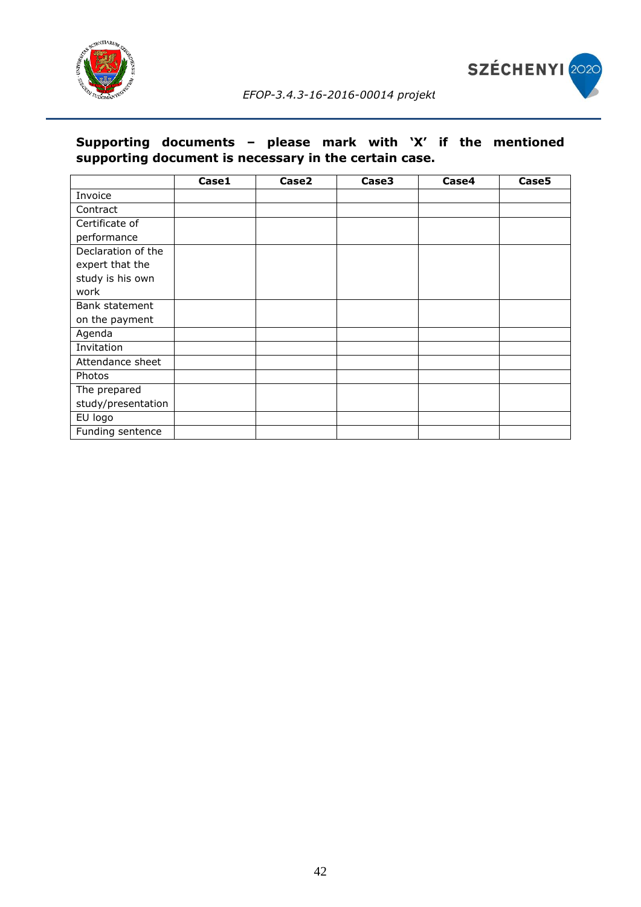**Supporting documents – please mark with 'X' if the mentioned supporting document is necessary in the certain case.**

| | Case1 | Case2 | Case3 | Case4 | Case5 |
|---|---|---|---|---|---|
| Invoice | | | | | |
| Contract | | | | | |
| Certificate of performance | | | | | |
| Declaration of the expert that the study is his own work | | | | | |
| Bank statement on the payment | | | | | |
| Agenda | | | | | |
| Invitation | | | | | |
| Attendance sheet | | | | | |
| Photos | | | | | |
| The prepared study/presentation | | | | | |
| EU logo | | | | | |
| Funding sentence | | | | | |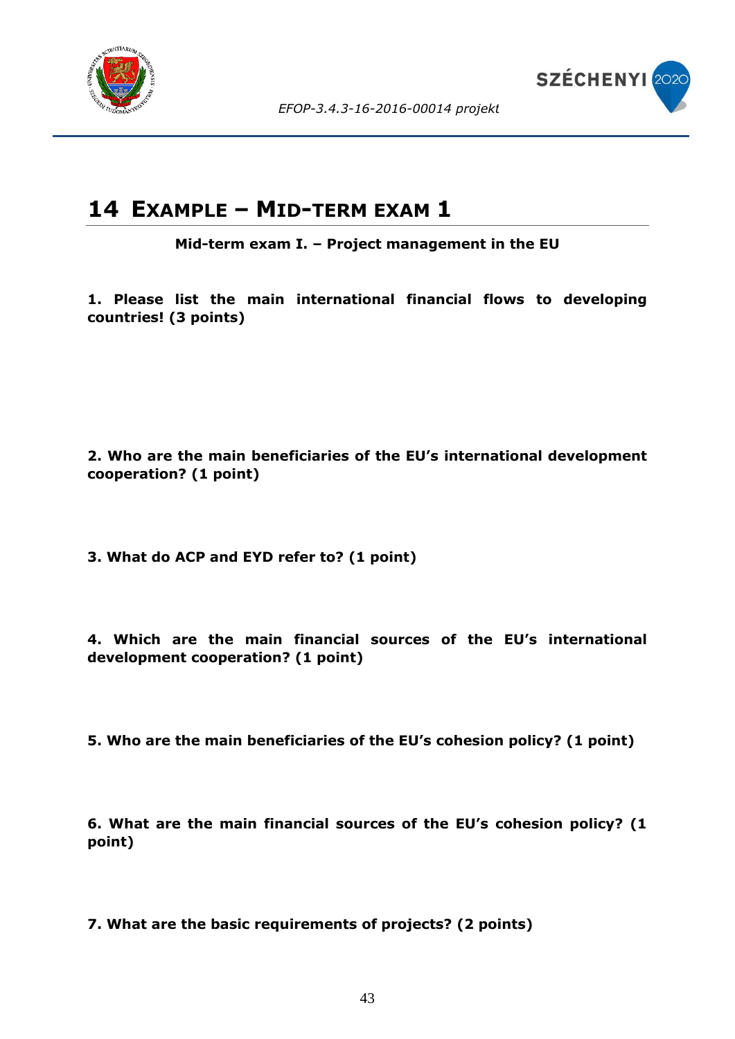# 14 Example – Mid-term exam 1

**Mid-term exam I. – Project management in the EU**

**1. Please list the main international financial flows to developing countries! (3 points)**

**2. Who are the main beneficiaries of the EU's international development cooperation? (1 point)**

**3. What do ACP and EYD refer to? (1 point)**

**4. Which are the main financial sources of the EU's international development cooperation? (1 point)**

**5. Who are the main beneficiaries of the EU's cohesion policy? (1 point)**

**6. What are the main financial sources of the EU's cohesion policy? (1 point)**

**7. What are the basic requirements of projects? (2 points)**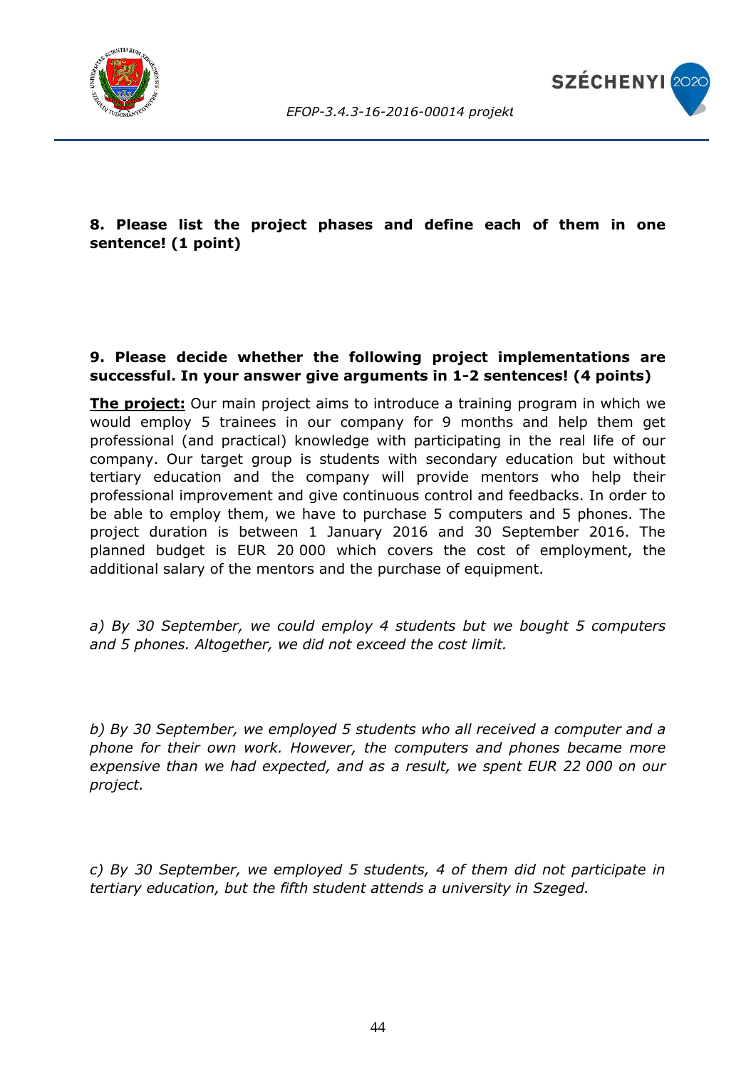**8. Please list the project phases and define each of them in one sentence! (1 point)**

**9. Please decide whether the following project implementations are successful. In your answer give arguments in 1-2 sentences! (4 points)**

**<u>The project:</u>** Our main project aims to introduce a training program in which we would employ 5 trainees in our company for 9 months and help them get professional (and practical) knowledge with participating in the real life of our company. Our target group is students with secondary education but without tertiary education and the company will provide mentors who help their professional improvement and give continuous control and feedbacks. In order to be able to employ them, we have to purchase 5 computers and 5 phones. The project duration is between 1 January 2016 and 30 September 2016. The planned budget is EUR 20 000 which covers the cost of employment, the additional salary of the mentors and the purchase of equipment.

*a) By 30 September, we could employ 4 students but we bought 5 computers and 5 phones. Altogether, we did not exceed the cost limit.*

*b) By 30 September, we employed 5 students who all received a computer and a phone for their own work. However, the computers and phones became more expensive than we had expected, and as a result, we spent EUR 22 000 on our project.*

*c) By 30 September, we employed 5 students, 4 of them did not participate in tertiary education, but the fifth student attends a university in Szeged.*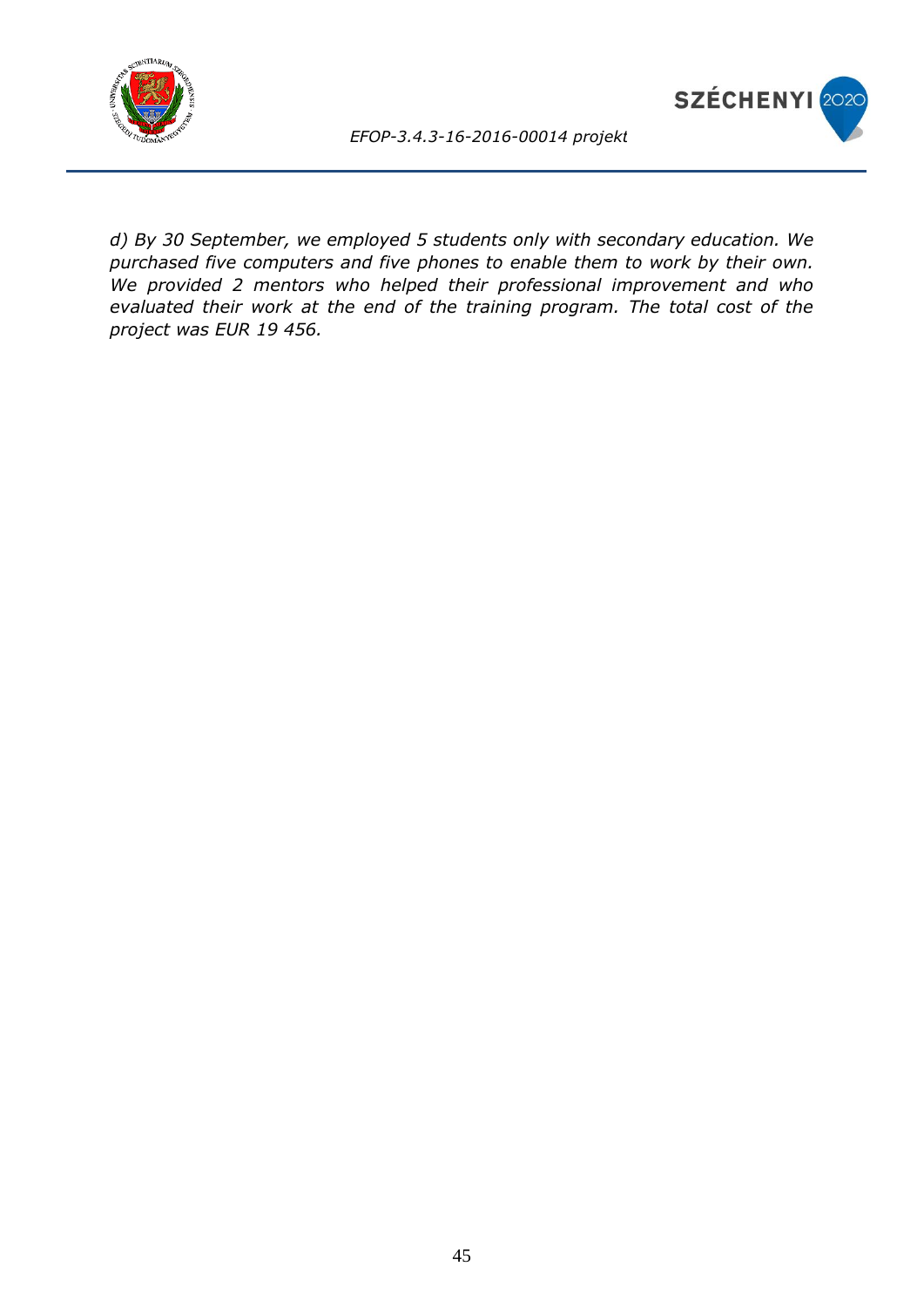*d) By 30 September, we employed 5 students only with secondary education. We purchased five computers and five phones to enable them to work by their own. We provided 2 mentors who helped their professional improvement and who evaluated their work at the end of the training program. The total cost of the project was EUR 19 456.*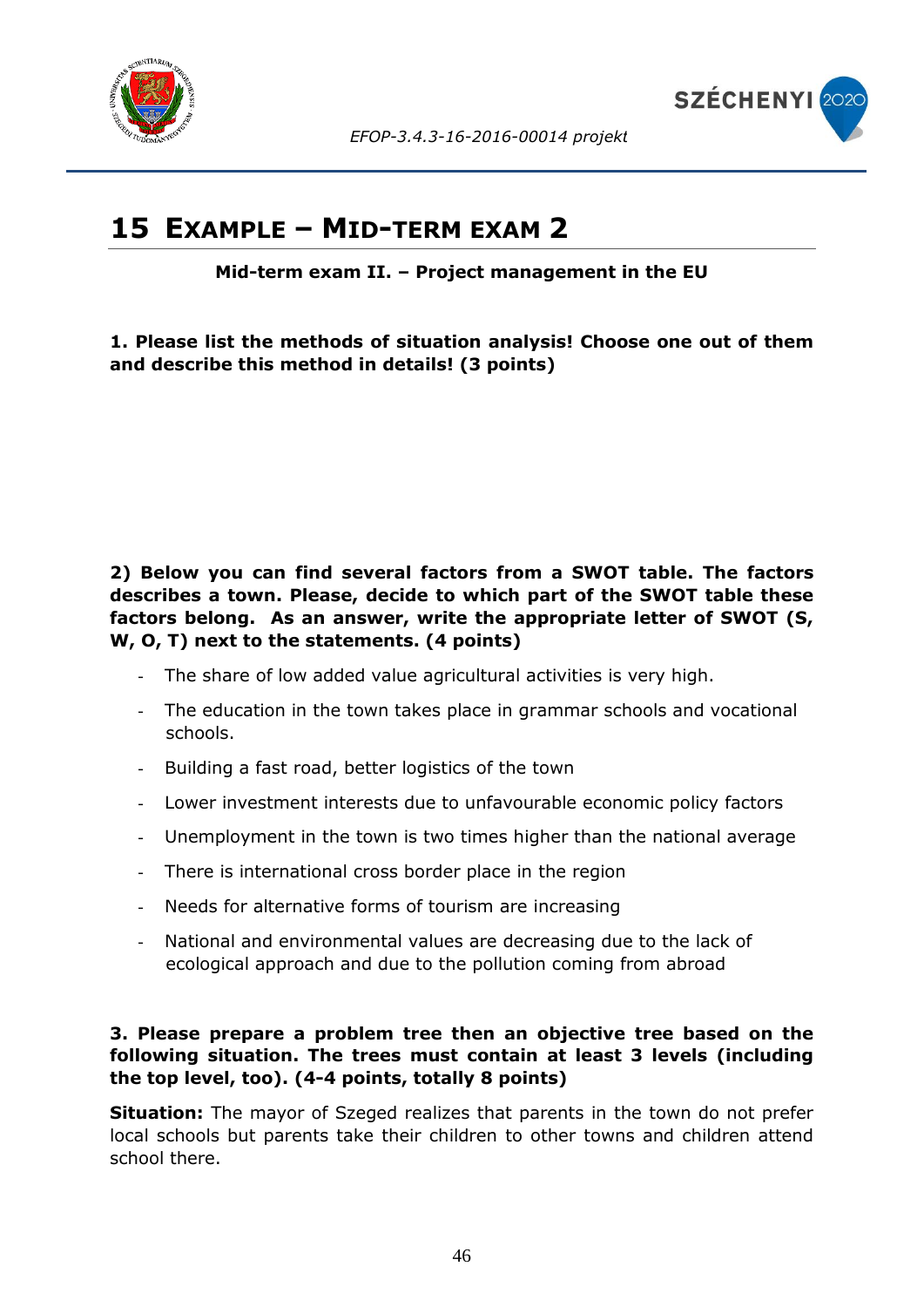# 15 EXAMPLE – MID-TERM EXAM 2

**Mid-term exam II. – Project management in the EU**

**1. Please list the methods of situation analysis! Choose one out of them and describe this method in details! (3 points)**

**2) Below you can find several factors from a SWOT table. The factors describes a town. Please, decide to which part of the SWOT table these factors belong. As an answer, write the appropriate letter of SWOT (S, W, O, T) next to the statements. (4 points)**

- The share of low added value agricultural activities is very high.
- The education in the town takes place in grammar schools and vocational schools.
- Building a fast road, better logistics of the town
- Lower investment interests due to unfavourable economic policy factors
- Unemployment in the town is two times higher than the national average
- There is international cross border place in the region
- Needs for alternative forms of tourism are increasing
- National and environmental values are decreasing due to the lack of ecological approach and due to the pollution coming from abroad

**3. Please prepare a problem tree then an objective tree based on the following situation. The trees must contain at least 3 levels (including the top level, too). (4-4 points, totally 8 points)**

**Situation:** The mayor of Szeged realizes that parents in the town do not prefer local schools but parents take their children to other towns and children attend school there.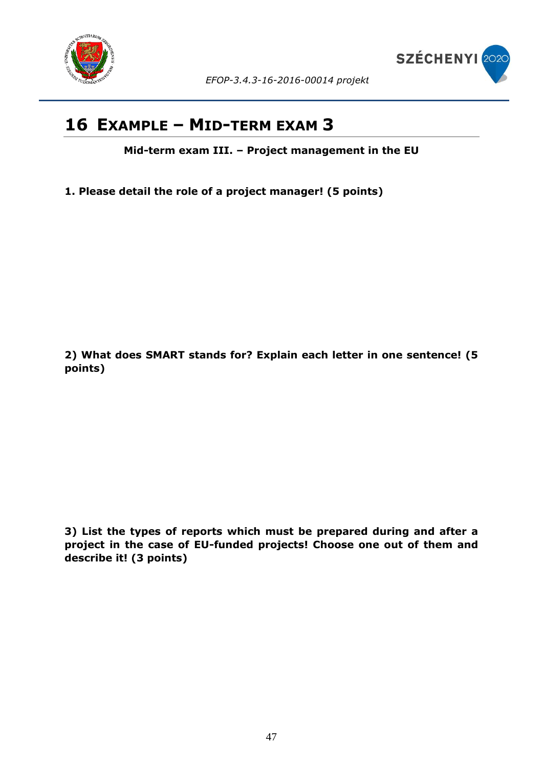# 16 EXAMPLE – MID-TERM EXAM 3

**Mid-term exam III. – Project management in the EU**

**1. Please detail the role of a project manager! (5 points)**

**2) What does SMART stands for? Explain each letter in one sentence! (5 points)**

**3) List the types of reports which must be prepared during and after a project in the case of EU-funded projects! Choose one out of them and describe it! (3 points)**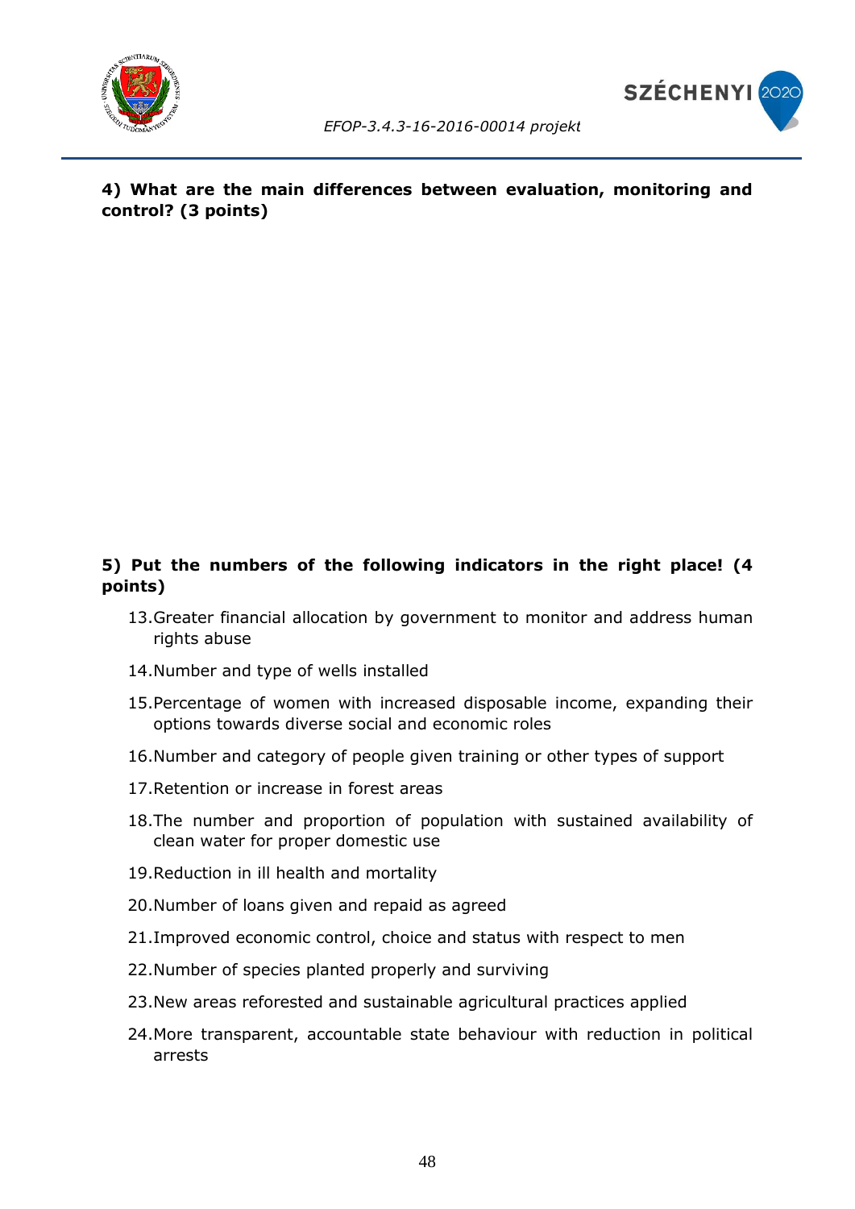**4) What are the main differences between evaluation, monitoring and control? (3 points)**

**5) Put the numbers of the following indicators in the right place! (4 points)**

13. Greater financial allocation by government to monitor and address human rights abuse
14. Number and type of wells installed
15. Percentage of women with increased disposable income, expanding their options towards diverse social and economic roles
16. Number and category of people given training or other types of support
17. Retention or increase in forest areas
18. The number and proportion of population with sustained availability of clean water for proper domestic use
19. Reduction in ill health and mortality
20. Number of loans given and repaid as agreed
21. Improved economic control, choice and status with respect to men
22. Number of species planted properly and surviving
23. New areas reforested and sustainable agricultural practices applied
24. More transparent, accountable state behaviour with reduction in political arrests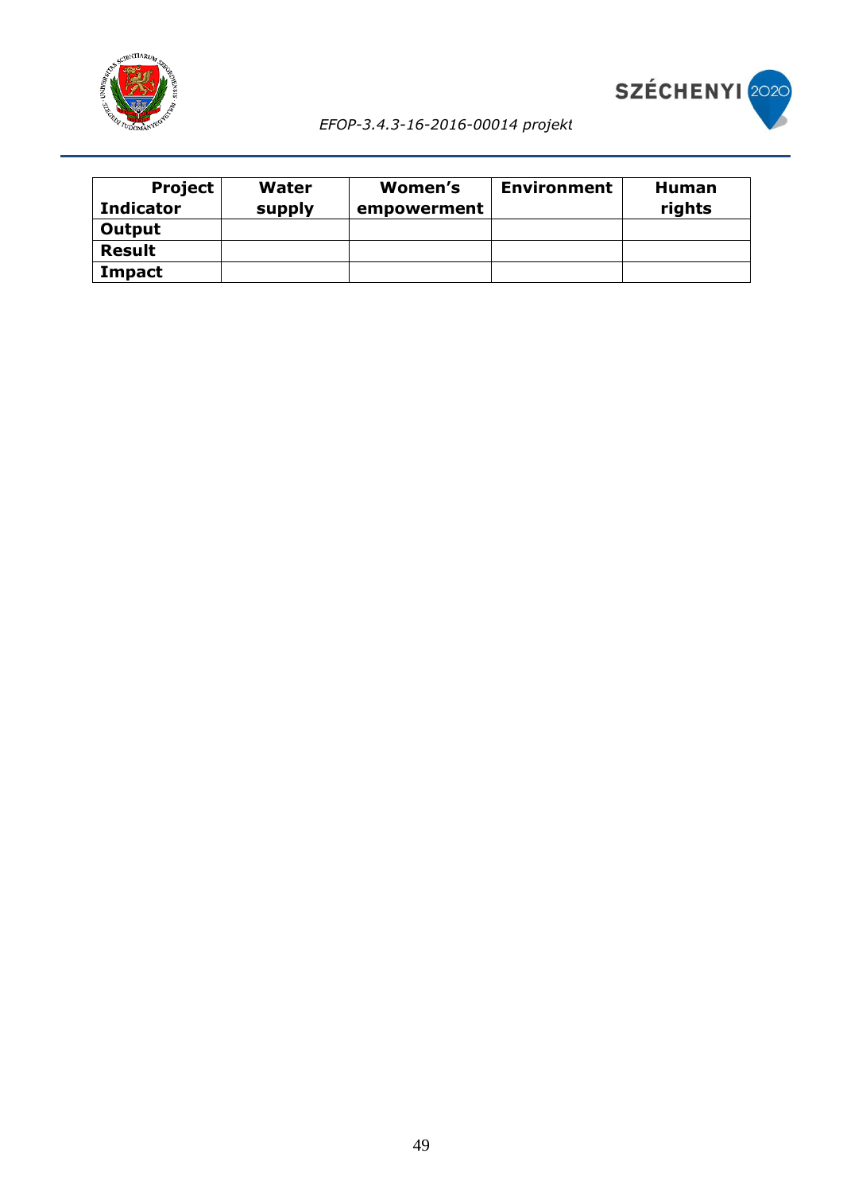| Project Indicator | Water supply | Women's empowerment | Environment | Human rights |
|---|---|---|---|---|
| **Output** | | | | |
| **Result** | | | | |
| **Impact** | | | | |